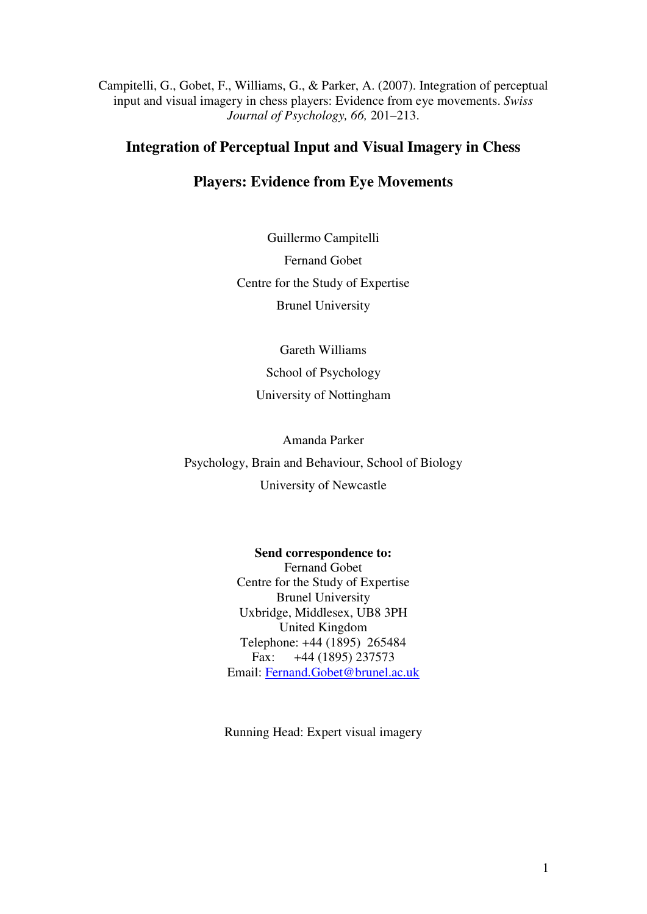Campitelli, G., Gobet, F., Williams, G., & Parker, A. (2007). Integration of perceptual input and visual imagery in chess players: Evidence from eye movements. *Swiss Journal of Psychology, 66,* 201–213.

# Integration of Perceptual Input and Visual Imagery in Chess Players: Evidence from Eye Movements

Guillermo Campitelli

Fernand Gobet

Centre for the Study of Expertise

Brunel University

Gareth Williams

School of Psychology

University of Nottingham

Amanda Parker

Psychology, Brain and Behaviour, School of Biology

University of Newcastle

**Send correspondence to:**
Fernand Gobet
Centre for the Study of Expertise
Brunel University
Uxbridge, Middlesex, UB8 3PH
United Kingdom
Telephone: +44 (1895) 265484
Fax: +44 (1895) 237573
Email: Fernand.Gobet@brunel.ac.uk

Running Head: Expert visual imagery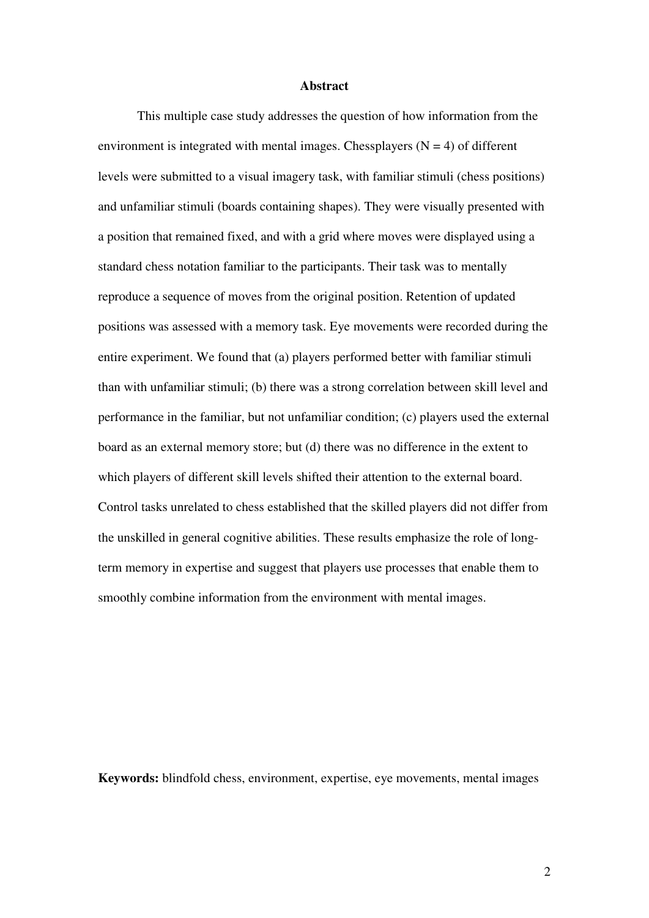# Abstract

This multiple case study addresses the question of how information from the environment is integrated with mental images. Chessplayers (N = 4) of different levels were submitted to a visual imagery task, with familiar stimuli (chess positions) and unfamiliar stimuli (boards containing shapes). They were visually presented with a position that remained fixed, and with a grid where moves were displayed using a standard chess notation familiar to the participants. Their task was to mentally reproduce a sequence of moves from the original position. Retention of updated positions was assessed with a memory task. Eye movements were recorded during the entire experiment. We found that (a) players performed better with familiar stimuli than with unfamiliar stimuli; (b) there was a strong correlation between skill level and performance in the familiar, but not unfamiliar condition; (c) players used the external board as an external memory store; but (d) there was no difference in the extent to which players of different skill levels shifted their attention to the external board. Control tasks unrelated to chess established that the skilled players did not differ from the unskilled in general cognitive abilities. These results emphasize the role of long-term memory in expertise and suggest that players use processes that enable them to smoothly combine information from the environment with mental images.

**Keywords:** blindfold chess, environment, expertise, eye movements, mental images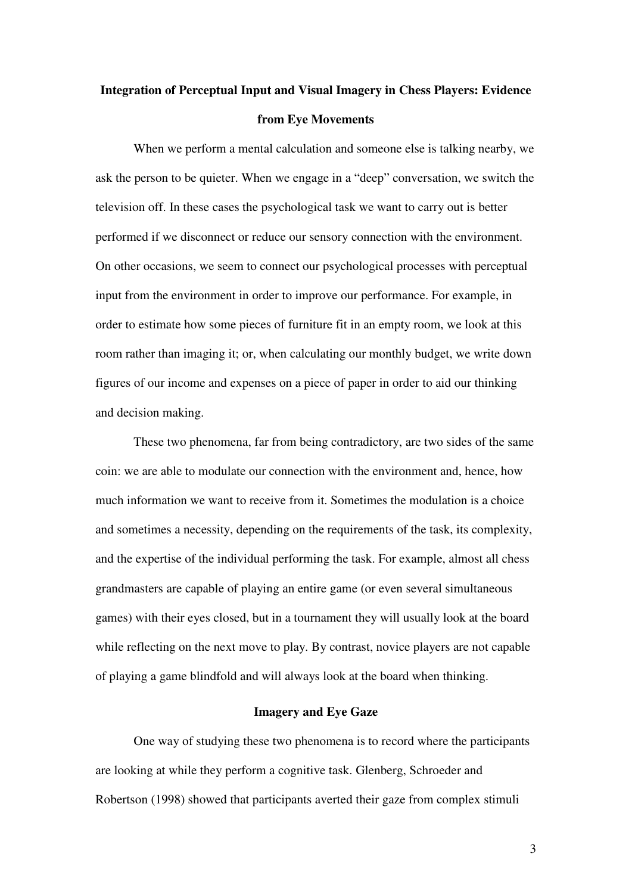# Integration of Perceptual Input and Visual Imagery in Chess Players: Evidence from Eye Movements

When we perform a mental calculation and someone else is talking nearby, we ask the person to be quieter. When we engage in a "deep" conversation, we switch the television off. In these cases the psychological task we want to carry out is better performed if we disconnect or reduce our sensory connection with the environment. On other occasions, we seem to connect our psychological processes with perceptual input from the environment in order to improve our performance. For example, in order to estimate how some pieces of furniture fit in an empty room, we look at this room rather than imaging it; or, when calculating our monthly budget, we write down figures of our income and expenses on a piece of paper in order to aid our thinking and decision making.

These two phenomena, far from being contradictory, are two sides of the same coin: we are able to modulate our connection with the environment and, hence, how much information we want to receive from it. Sometimes the modulation is a choice and sometimes a necessity, depending on the requirements of the task, its complexity, and the expertise of the individual performing the task. For example, almost all chess grandmasters are capable of playing an entire game (or even several simultaneous games) with their eyes closed, but in a tournament they will usually look at the board while reflecting on the next move to play. By contrast, novice players are not capable of playing a game blindfold and will always look at the board when thinking.

## Imagery and Eye Gaze

One way of studying these two phenomena is to record where the participants are looking at while they perform a cognitive task. Glenberg, Schroeder and Robertson (1998) showed that participants averted their gaze from complex stimuli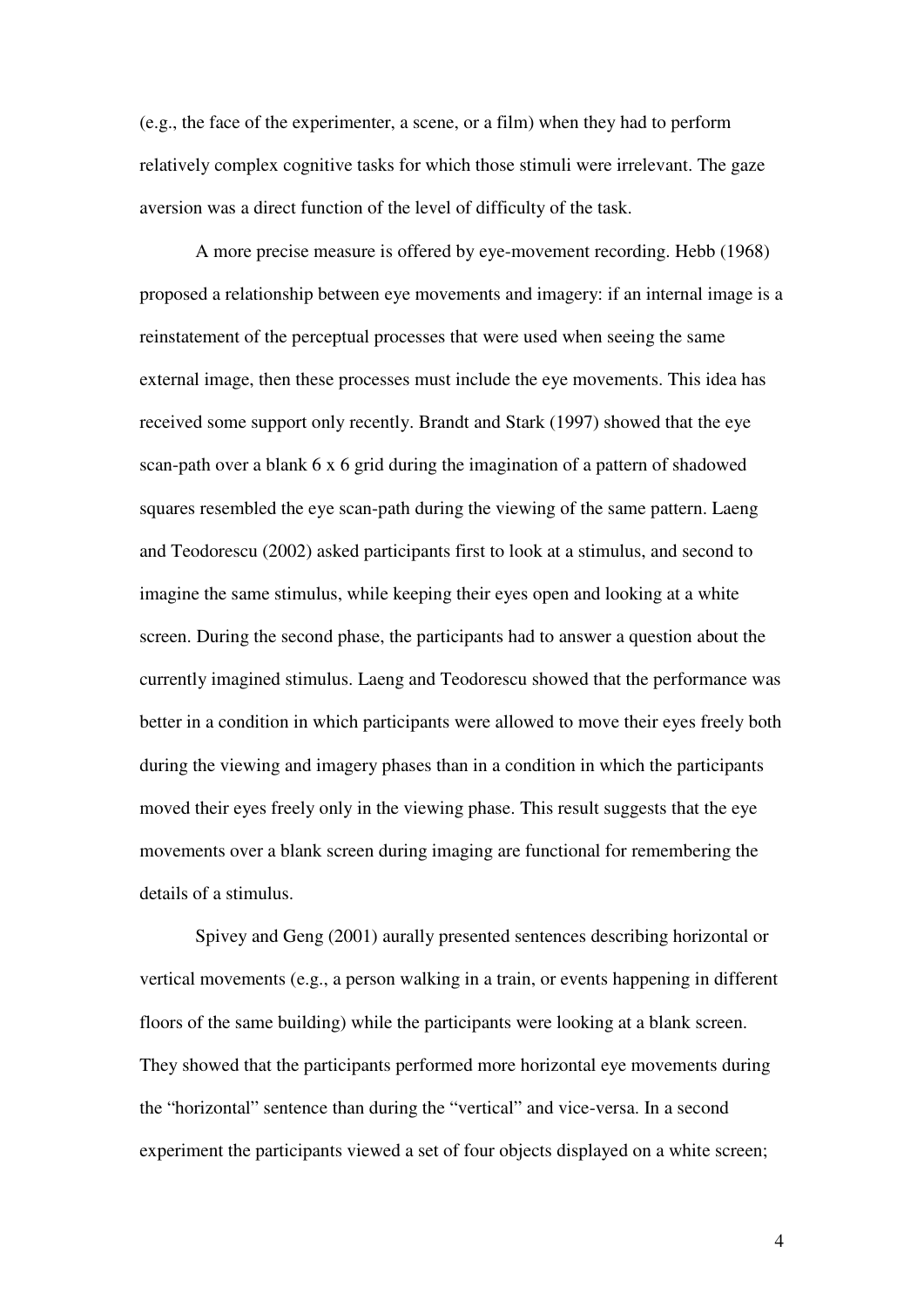(e.g., the face of the experimenter, a scene, or a film) when they had to perform relatively complex cognitive tasks for which those stimuli were irrelevant. The gaze aversion was a direct function of the level of difficulty of the task.

A more precise measure is offered by eye-movement recording. Hebb (1968) proposed a relationship between eye movements and imagery: if an internal image is a reinstatement of the perceptual processes that were used when seeing the same external image, then these processes must include the eye movements. This idea has received some support only recently. Brandt and Stark (1997) showed that the eye scan-path over a blank 6 x 6 grid during the imagination of a pattern of shadowed squares resembled the eye scan-path during the viewing of the same pattern. Laeng and Teodorescu (2002) asked participants first to look at a stimulus, and second to imagine the same stimulus, while keeping their eyes open and looking at a white screen. During the second phase, the participants had to answer a question about the currently imagined stimulus. Laeng and Teodorescu showed that the performance was better in a condition in which participants were allowed to move their eyes freely both during the viewing and imagery phases than in a condition in which the participants moved their eyes freely only in the viewing phase. This result suggests that the eye movements over a blank screen during imaging are functional for remembering the details of a stimulus.

Spivey and Geng (2001) aurally presented sentences describing horizontal or vertical movements (e.g., a person walking in a train, or events happening in different floors of the same building) while the participants were looking at a blank screen. They showed that the participants performed more horizontal eye movements during the "horizontal" sentence than during the "vertical" and vice-versa. In a second experiment the participants viewed a set of four objects displayed on a white screen;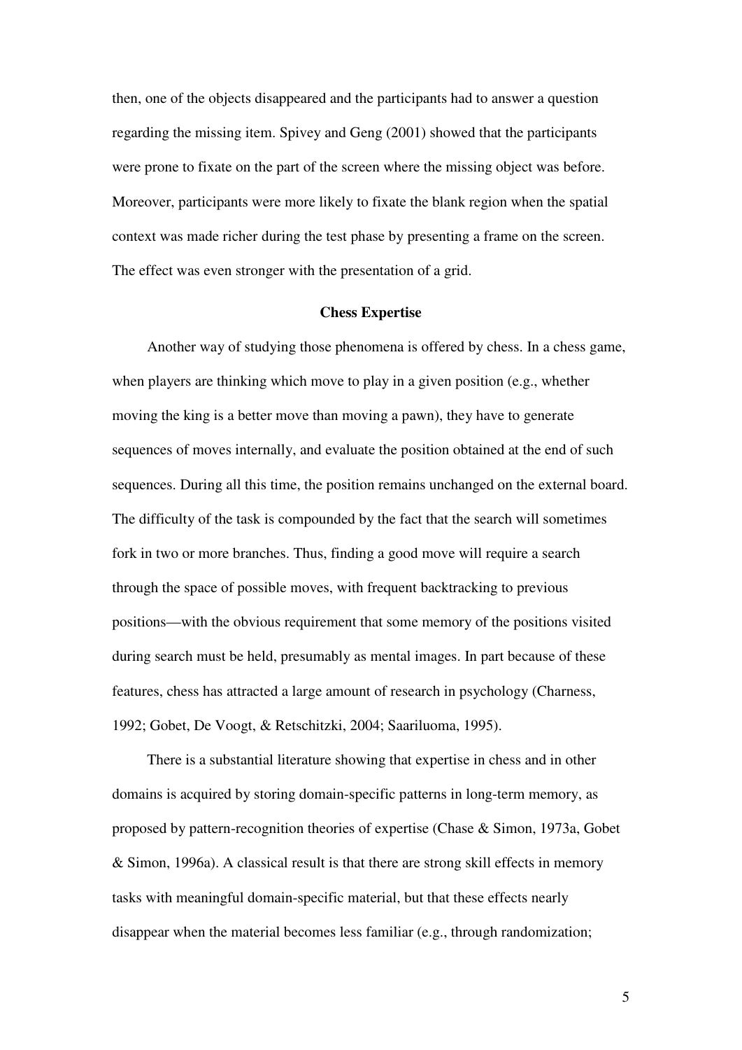then, one of the objects disappeared and the participants had to answer a question regarding the missing item. Spivey and Geng (2001) showed that the participants were prone to fixate on the part of the screen where the missing object was before. Moreover, participants were more likely to fixate the blank region when the spatial context was made richer during the test phase by presenting a frame on the screen. The effect was even stronger with the presentation of a grid.

## Chess Expertise

Another way of studying those phenomena is offered by chess. In a chess game, when players are thinking which move to play in a given position (e.g., whether moving the king is a better move than moving a pawn), they have to generate sequences of moves internally, and evaluate the position obtained at the end of such sequences. During all this time, the position remains unchanged on the external board. The difficulty of the task is compounded by the fact that the search will sometimes fork in two or more branches. Thus, finding a good move will require a search through the space of possible moves, with frequent backtracking to previous positions—with the obvious requirement that some memory of the positions visited during search must be held, presumably as mental images. In part because of these features, chess has attracted a large amount of research in psychology (Charness, 1992; Gobet, De Voogt, & Retschitzki, 2004; Saariluoma, 1995).

There is a substantial literature showing that expertise in chess and in other domains is acquired by storing domain-specific patterns in long-term memory, as proposed by pattern-recognition theories of expertise (Chase & Simon, 1973a, Gobet & Simon, 1996a). A classical result is that there are strong skill effects in memory tasks with meaningful domain-specific material, but that these effects nearly disappear when the material becomes less familiar (e.g., through randomization;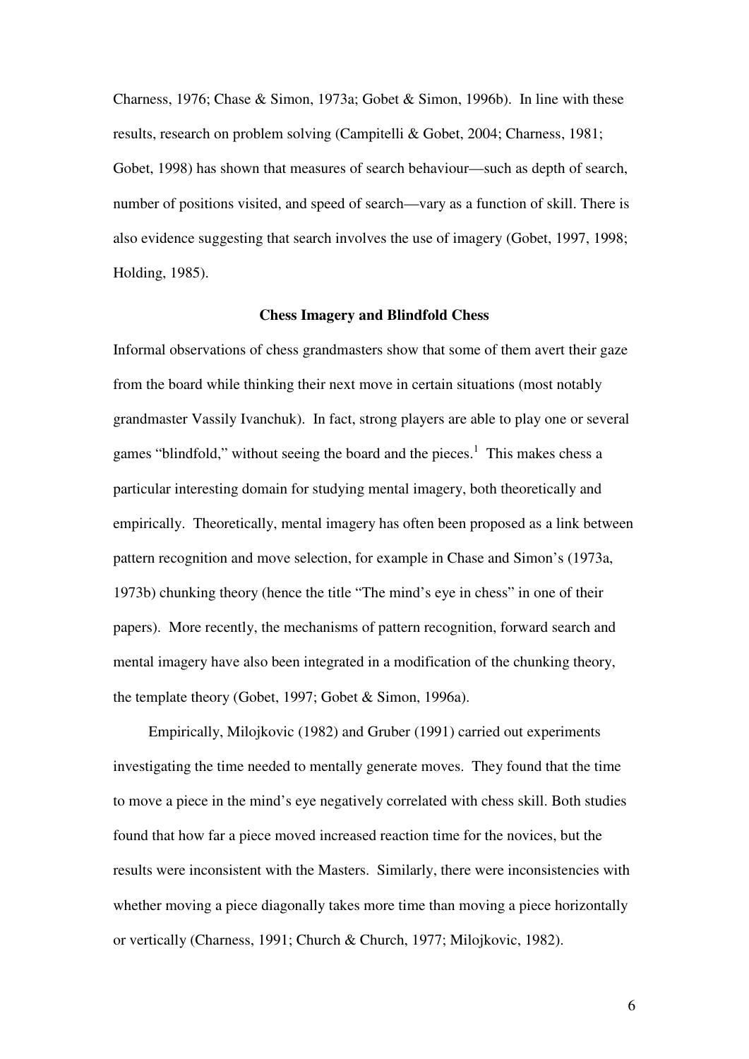Charness, 1976; Chase & Simon, 1973a; Gobet & Simon, 1996b). In line with these results, research on problem solving (Campitelli & Gobet, 2004; Charness, 1981; Gobet, 1998) has shown that measures of search behaviour—such as depth of search, number of positions visited, and speed of search—vary as a function of skill. There is also evidence suggesting that search involves the use of imagery (Gobet, 1997, 1998; Holding, 1985).

## Chess Imagery and Blindfold Chess

Informal observations of chess grandmasters show that some of them avert their gaze from the board while thinking their next move in certain situations (most notably grandmaster Vassily Ivanchuk). In fact, strong players are able to play one or several games "blindfold," without seeing the board and the pieces.[1] This makes chess a particular interesting domain for studying mental imagery, both theoretically and empirically. Theoretically, mental imagery has often been proposed as a link between pattern recognition and move selection, for example in Chase and Simon's (1973a, 1973b) chunking theory (hence the title "The mind's eye in chess" in one of their papers). More recently, the mechanisms of pattern recognition, forward search and mental imagery have also been integrated in a modification of the chunking theory, the template theory (Gobet, 1997; Gobet & Simon, 1996a).

Empirically, Milojkovic (1982) and Gruber (1991) carried out experiments investigating the time needed to mentally generate moves. They found that the time to move a piece in the mind's eye negatively correlated with chess skill. Both studies found that how far a piece moved increased reaction time for the novices, but the results were inconsistent with the Masters. Similarly, there were inconsistencies with whether moving a piece diagonally takes more time than moving a piece horizontally or vertically (Charness, 1991; Church & Church, 1977; Milojkovic, 1982).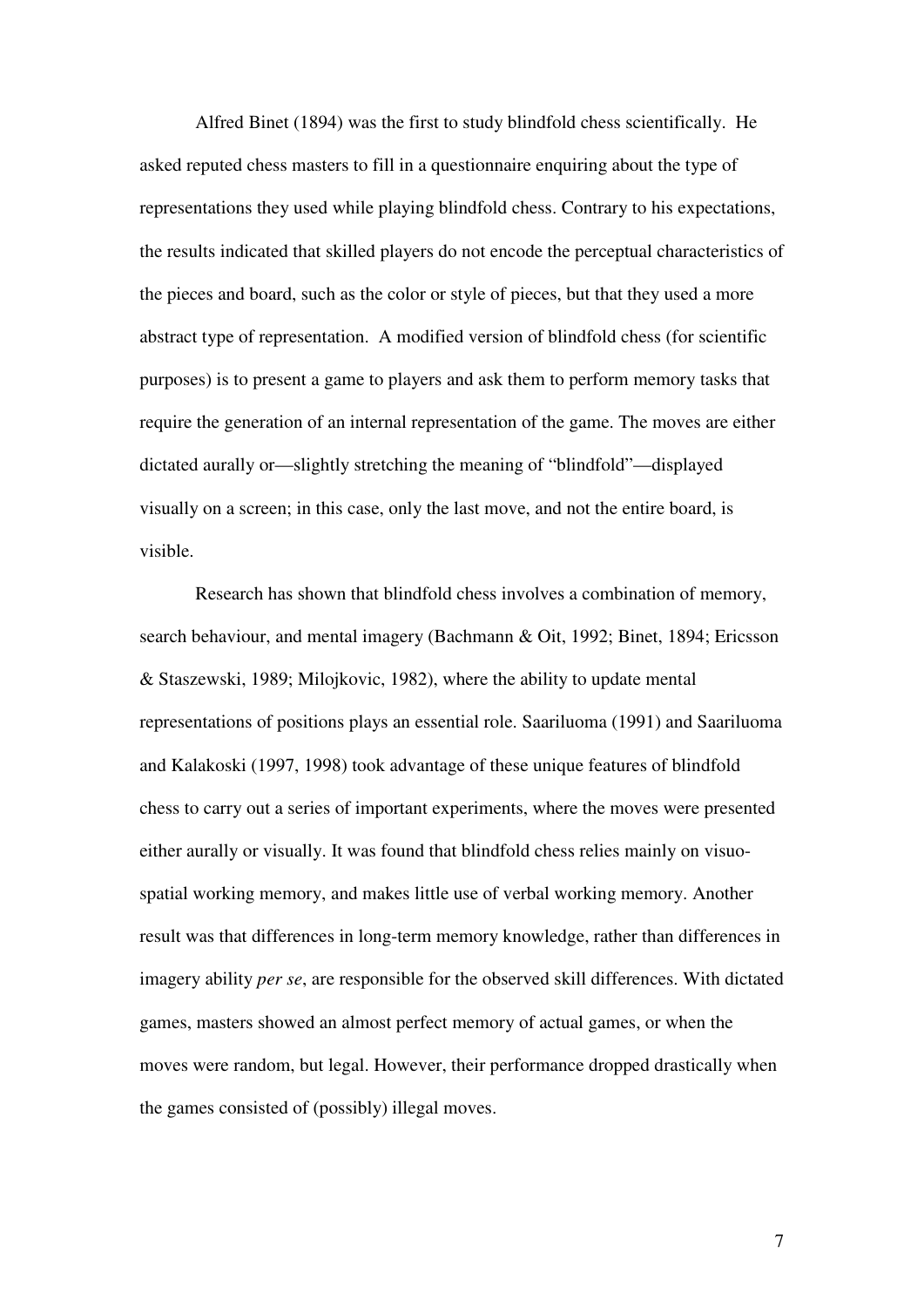Alfred Binet (1894) was the first to study blindfold chess scientifically. He asked reputed chess masters to fill in a questionnaire enquiring about the type of representations they used while playing blindfold chess. Contrary to his expectations, the results indicated that skilled players do not encode the perceptual characteristics of the pieces and board, such as the color or style of pieces, but that they used a more abstract type of representation. A modified version of blindfold chess (for scientific purposes) is to present a game to players and ask them to perform memory tasks that require the generation of an internal representation of the game. The moves are either dictated aurally or—slightly stretching the meaning of "blindfold"—displayed visually on a screen; in this case, only the last move, and not the entire board, is visible.

Research has shown that blindfold chess involves a combination of memory, search behaviour, and mental imagery (Bachmann & Oit, 1992; Binet, 1894; Ericsson & Staszewski, 1989; Milojkovic, 1982), where the ability to update mental representations of positions plays an essential role. Saariluoma (1991) and Saariluoma and Kalakoski (1997, 1998) took advantage of these unique features of blindfold chess to carry out a series of important experiments, where the moves were presented either aurally or visually. It was found that blindfold chess relies mainly on visuo-spatial working memory, and makes little use of verbal working memory. Another result was that differences in long-term memory knowledge, rather than differences in imagery ability *per se*, are responsible for the observed skill differences. With dictated games, masters showed an almost perfect memory of actual games, or when the moves were random, but legal. However, their performance dropped drastically when the games consisted of (possibly) illegal moves.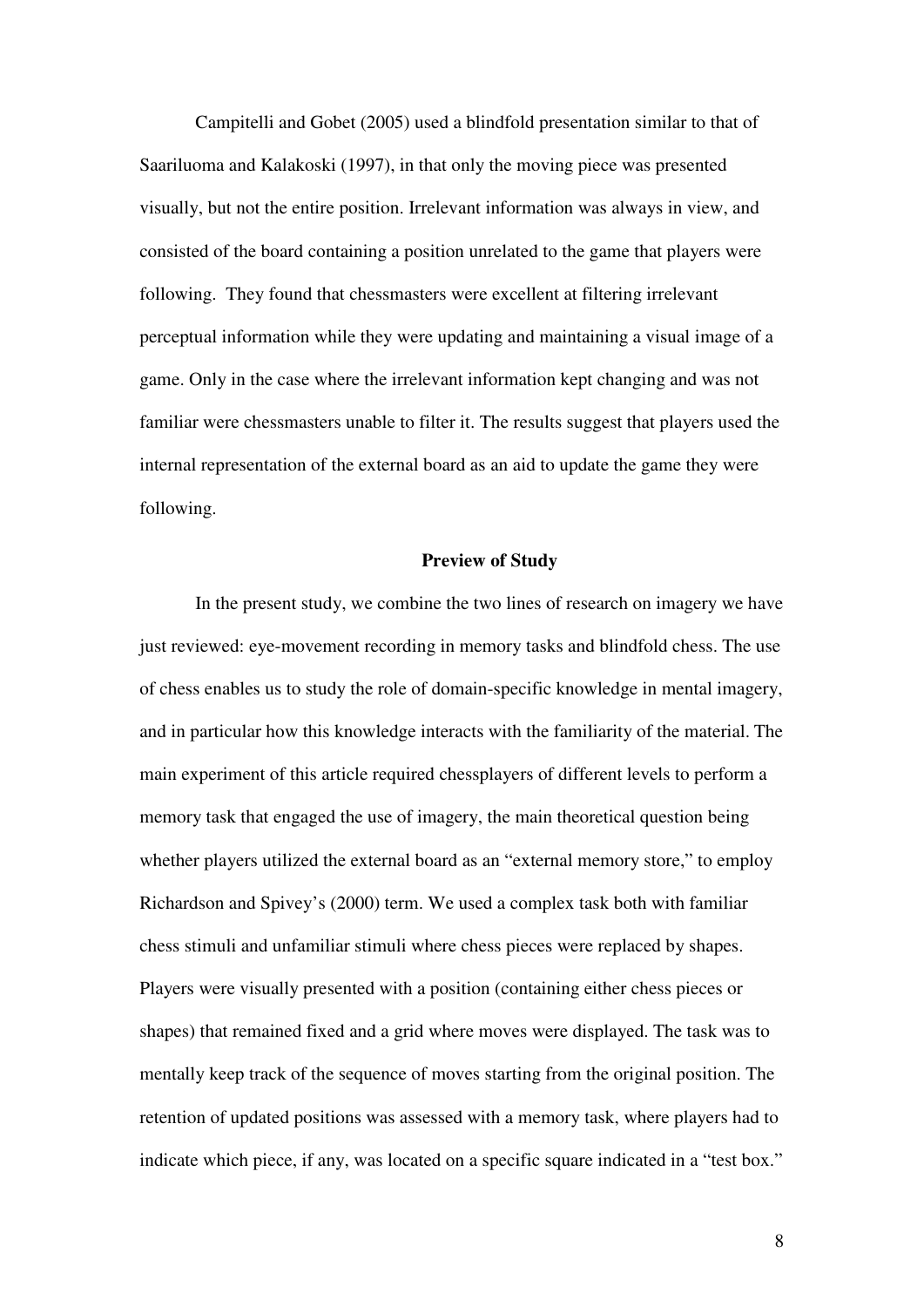Campitelli and Gobet (2005) used a blindfold presentation similar to that of Saariluoma and Kalakoski (1997), in that only the moving piece was presented visually, but not the entire position. Irrelevant information was always in view, and consisted of the board containing a position unrelated to the game that players were following. They found that chessmasters were excellent at filtering irrelevant perceptual information while they were updating and maintaining a visual image of a game. Only in the case where the irrelevant information kept changing and was not familiar were chessmasters unable to filter it. The results suggest that players used the internal representation of the external board as an aid to update the game they were following.

## Preview of Study

In the present study, we combine the two lines of research on imagery we have just reviewed: eye-movement recording in memory tasks and blindfold chess. The use of chess enables us to study the role of domain-specific knowledge in mental imagery, and in particular how this knowledge interacts with the familiarity of the material. The main experiment of this article required chessplayers of different levels to perform a memory task that engaged the use of imagery, the main theoretical question being whether players utilized the external board as an "external memory store," to employ Richardson and Spivey's (2000) term. We used a complex task both with familiar chess stimuli and unfamiliar stimuli where chess pieces were replaced by shapes. Players were visually presented with a position (containing either chess pieces or shapes) that remained fixed and a grid where moves were displayed. The task was to mentally keep track of the sequence of moves starting from the original position. The retention of updated positions was assessed with a memory task, where players had to indicate which piece, if any, was located on a specific square indicated in a "test box."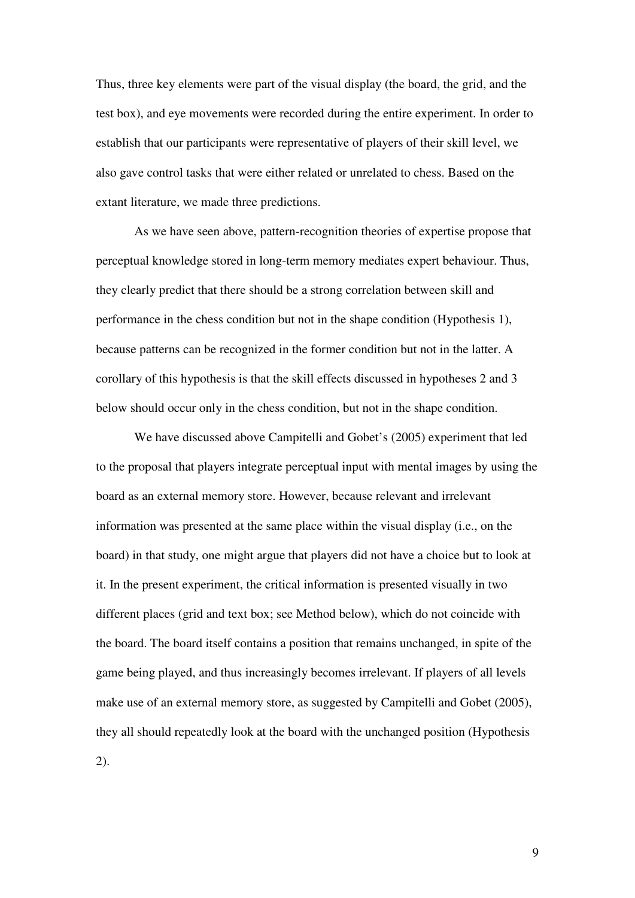Thus, three key elements were part of the visual display (the board, the grid, and the test box), and eye movements were recorded during the entire experiment. In order to establish that our participants were representative of players of their skill level, we also gave control tasks that were either related or unrelated to chess. Based on the extant literature, we made three predictions.

As we have seen above, pattern-recognition theories of expertise propose that perceptual knowledge stored in long-term memory mediates expert behaviour. Thus, they clearly predict that there should be a strong correlation between skill and performance in the chess condition but not in the shape condition (Hypothesis 1), because patterns can be recognized in the former condition but not in the latter. A corollary of this hypothesis is that the skill effects discussed in hypotheses 2 and 3 below should occur only in the chess condition, but not in the shape condition.

We have discussed above Campitelli and Gobet's (2005) experiment that led to the proposal that players integrate perceptual input with mental images by using the board as an external memory store. However, because relevant and irrelevant information was presented at the same place within the visual display (i.e., on the board) in that study, one might argue that players did not have a choice but to look at it. In the present experiment, the critical information is presented visually in two different places (grid and text box; see Method below), which do not coincide with the board. The board itself contains a position that remains unchanged, in spite of the game being played, and thus increasingly becomes irrelevant. If players of all levels make use of an external memory store, as suggested by Campitelli and Gobet (2005), they all should repeatedly look at the board with the unchanged position (Hypothesis 2).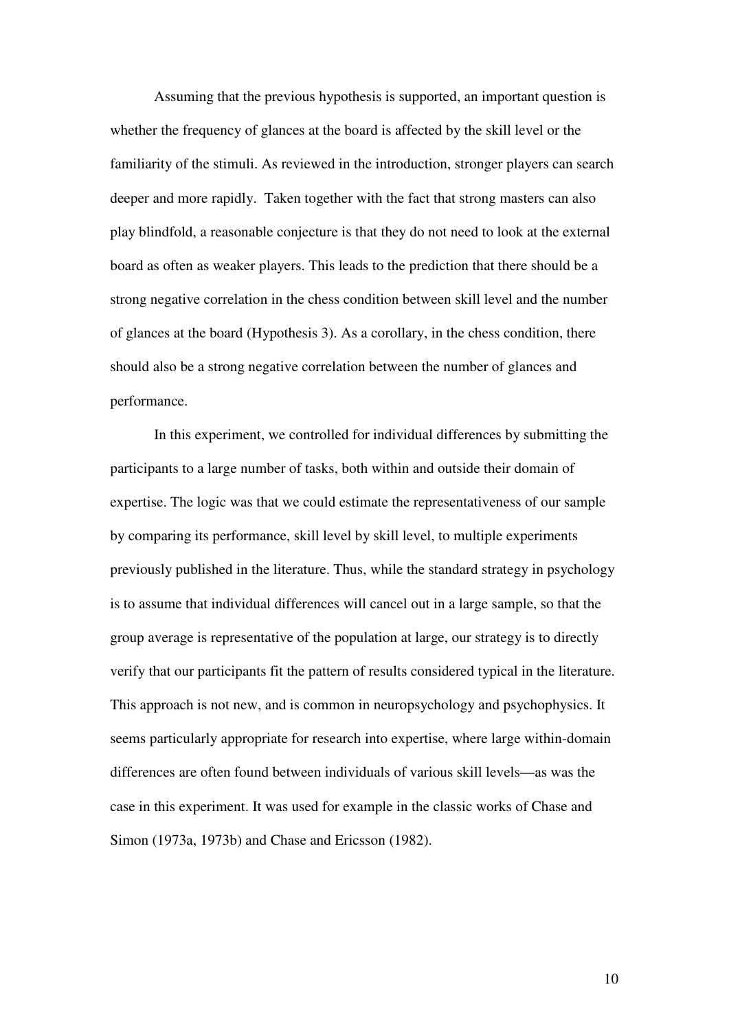Assuming that the previous hypothesis is supported, an important question is whether the frequency of glances at the board is affected by the skill level or the familiarity of the stimuli. As reviewed in the introduction, stronger players can search deeper and more rapidly. Taken together with the fact that strong masters can also play blindfold, a reasonable conjecture is that they do not need to look at the external board as often as weaker players. This leads to the prediction that there should be a strong negative correlation in the chess condition between skill level and the number of glances at the board (Hypothesis 3). As a corollary, in the chess condition, there should also be a strong negative correlation between the number of glances and performance.

In this experiment, we controlled for individual differences by submitting the participants to a large number of tasks, both within and outside their domain of expertise. The logic was that we could estimate the representativeness of our sample by comparing its performance, skill level by skill level, to multiple experiments previously published in the literature. Thus, while the standard strategy in psychology is to assume that individual differences will cancel out in a large sample, so that the group average is representative of the population at large, our strategy is to directly verify that our participants fit the pattern of results considered typical in the literature. This approach is not new, and is common in neuropsychology and psychophysics. It seems particularly appropriate for research into expertise, where large within-domain differences are often found between individuals of various skill levels—as was the case in this experiment. It was used for example in the classic works of Chase and Simon (1973a, 1973b) and Chase and Ericsson (1982).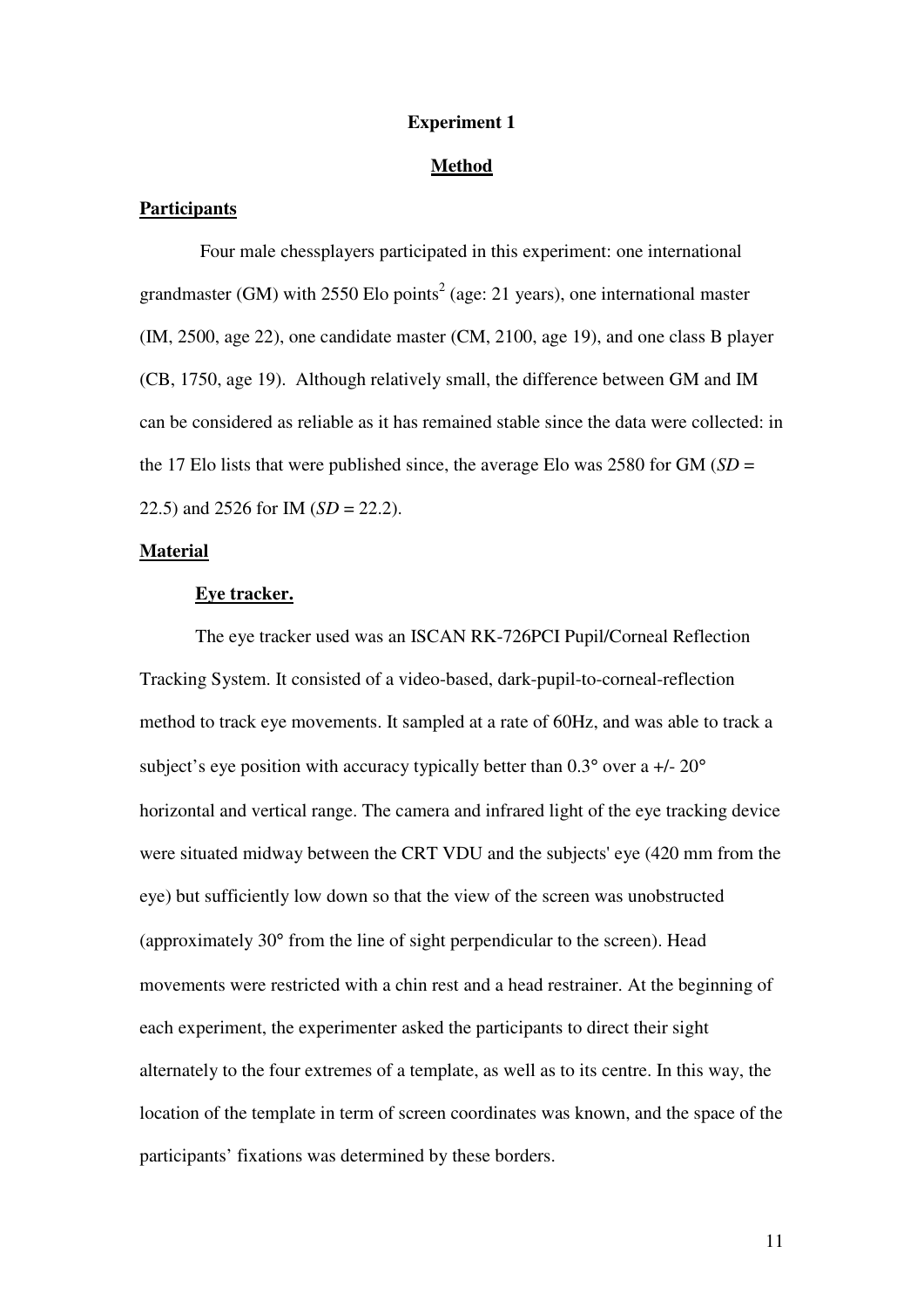# Experiment 1

## Method

### Participants

Four male chessplayers participated in this experiment: one international grandmaster (GM) with 2550 Elo points[2] (age: 21 years), one international master (IM, 2500, age 22), one candidate master (CM, 2100, age 19), and one class B player (CB, 1750, age 19). Although relatively small, the difference between GM and IM can be considered as reliable as it has remained stable since the data were collected: in the 17 Elo lists that were published since, the average Elo was 2580 for GM (*SD* = 22.5) and 2526 for IM (*SD* = 22.2).

### Material

#### Eye tracker.

The eye tracker used was an ISCAN RK-726PCI Pupil/Corneal Reflection Tracking System. It consisted of a video-based, dark-pupil-to-corneal-reflection method to track eye movements. It sampled at a rate of 60Hz, and was able to track a subject's eye position with accuracy typically better than 0.3° over a +/- 20° horizontal and vertical range. The camera and infrared light of the eye tracking device were situated midway between the CRT VDU and the subjects' eye (420 mm from the eye) but sufficiently low down so that the view of the screen was unobstructed (approximately 30° from the line of sight perpendicular to the screen). Head movements were restricted with a chin rest and a head restrainer. At the beginning of each experiment, the experimenter asked the participants to direct their sight alternately to the four extremes of a template, as well as to its centre. In this way, the location of the template in term of screen coordinates was known, and the space of the participants' fixations was determined by these borders.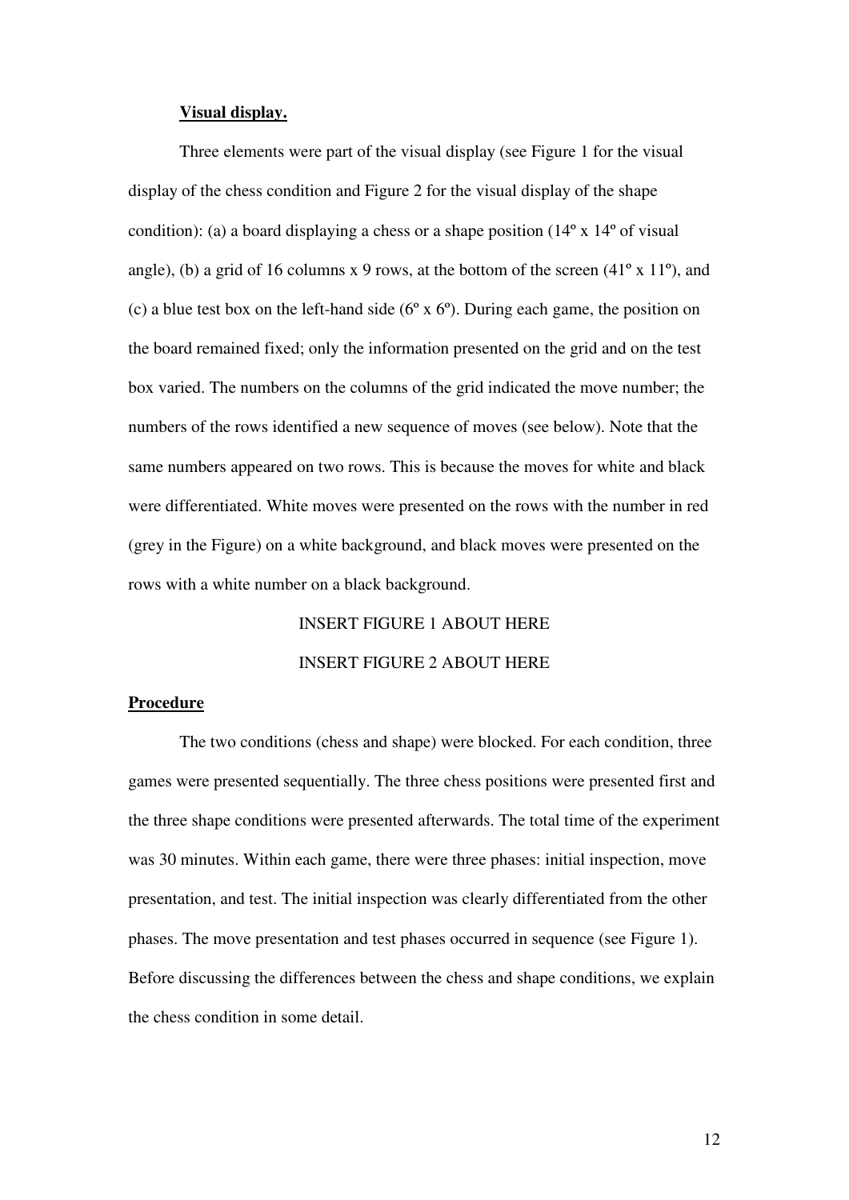**Visual display.**

Three elements were part of the visual display (see Figure 1 for the visual display of the chess condition and Figure 2 for the visual display of the shape condition): (a) a board displaying a chess or a shape position (14º x 14º of visual angle), (b) a grid of 16 columns x 9 rows, at the bottom of the screen (41º x 11º), and (c) a blue test box on the left-hand side (6º x 6º). During each game, the position on the board remained fixed; only the information presented on the grid and on the test box varied. The numbers on the columns of the grid indicated the move number; the numbers of the rows identified a new sequence of moves (see below). Note that the same numbers appeared on two rows. This is because the moves for white and black were differentiated. White moves were presented on the rows with the number in red (grey in the Figure) on a white background, and black moves were presented on the rows with a white number on a black background.

INSERT FIGURE 1 ABOUT HERE

INSERT FIGURE 2 ABOUT HERE

## Procedure

The two conditions (chess and shape) were blocked. For each condition, three games were presented sequentially. The three chess positions were presented first and the three shape conditions were presented afterwards. The total time of the experiment was 30 minutes. Within each game, there were three phases: initial inspection, move presentation, and test. The initial inspection was clearly differentiated from the other phases. The move presentation and test phases occurred in sequence (see Figure 1). Before discussing the differences between the chess and shape conditions, we explain the chess condition in some detail.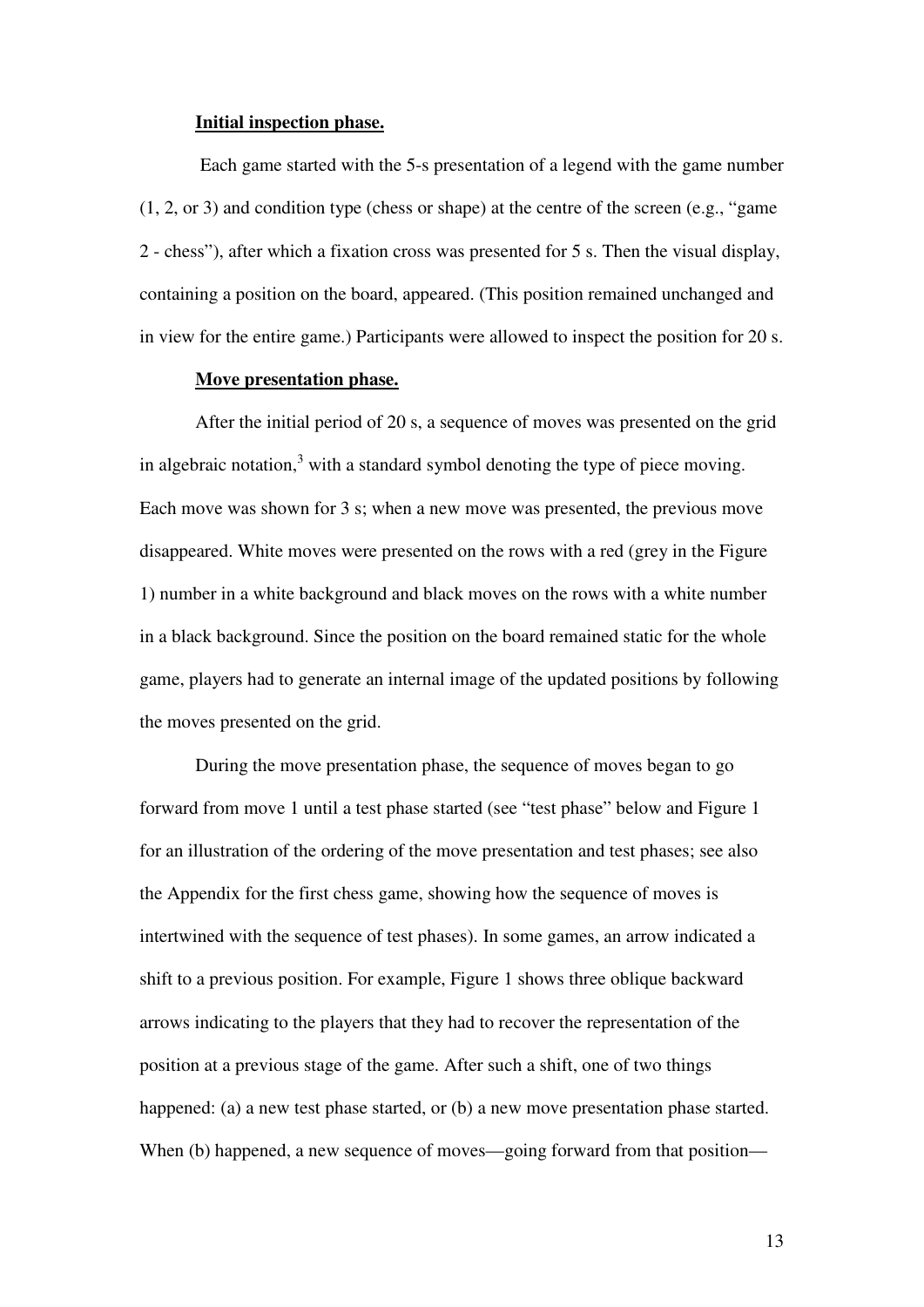**Initial inspection phase.**

Each game started with the 5-s presentation of a legend with the game number (1, 2, or 3) and condition type (chess or shape) at the centre of the screen (e.g., "game 2 - chess"), after which a fixation cross was presented for 5 s. Then the visual display, containing a position on the board, appeared. (This position remained unchanged and in view for the entire game.) Participants were allowed to inspect the position for 20 s.

**Move presentation phase.**

After the initial period of 20 s, a sequence of moves was presented on the grid in algebraic notation,[3] with a standard symbol denoting the type of piece moving. Each move was shown for 3 s; when a new move was presented, the previous move disappeared. White moves were presented on the rows with a red (grey in the Figure 1) number in a white background and black moves on the rows with a white number in a black background. Since the position on the board remained static for the whole game, players had to generate an internal image of the updated positions by following the moves presented on the grid.

During the move presentation phase, the sequence of moves began to go forward from move 1 until a test phase started (see "test phase" below and Figure 1 for an illustration of the ordering of the move presentation and test phases; see also the Appendix for the first chess game, showing how the sequence of moves is intertwined with the sequence of test phases). In some games, an arrow indicated a shift to a previous position. For example, Figure 1 shows three oblique backward arrows indicating to the players that they had to recover the representation of the position at a previous stage of the game. After such a shift, one of two things happened: (a) a new test phase started, or (b) a new move presentation phase started. When (b) happened, a new sequence of moves—going forward from that position—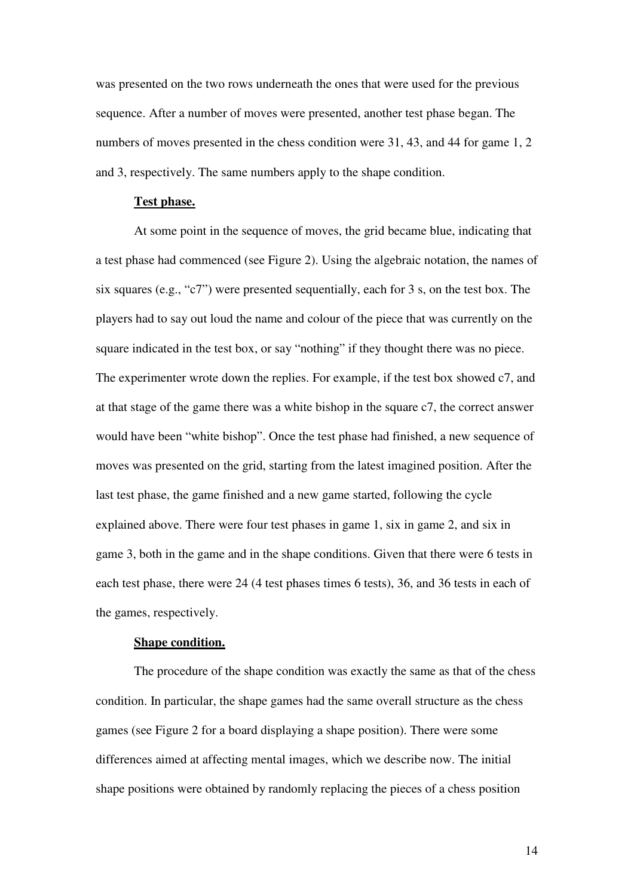was presented on the two rows underneath the ones that were used for the previous sequence. After a number of moves were presented, another test phase began. The numbers of moves presented in the chess condition were 31, 43, and 44 for game 1, 2 and 3, respectively. The same numbers apply to the shape condition.

**Test phase.**

At some point in the sequence of moves, the grid became blue, indicating that a test phase had commenced (see Figure 2). Using the algebraic notation, the names of six squares (e.g., "c7") were presented sequentially, each for 3 s, on the test box. The players had to say out loud the name and colour of the piece that was currently on the square indicated in the test box, or say "nothing" if they thought there was no piece. The experimenter wrote down the replies. For example, if the test box showed c7, and at that stage of the game there was a white bishop in the square c7, the correct answer would have been "white bishop". Once the test phase had finished, a new sequence of moves was presented on the grid, starting from the latest imagined position. After the last test phase, the game finished and a new game started, following the cycle explained above. There were four test phases in game 1, six in game 2, and six in game 3, both in the game and in the shape conditions. Given that there were 6 tests in each test phase, there were 24 (4 test phases times 6 tests), 36, and 36 tests in each of the games, respectively.

**Shape condition.**

The procedure of the shape condition was exactly the same as that of the chess condition. In particular, the shape games had the same overall structure as the chess games (see Figure 2 for a board displaying a shape position). There were some differences aimed at affecting mental images, which we describe now. The initial shape positions were obtained by randomly replacing the pieces of a chess position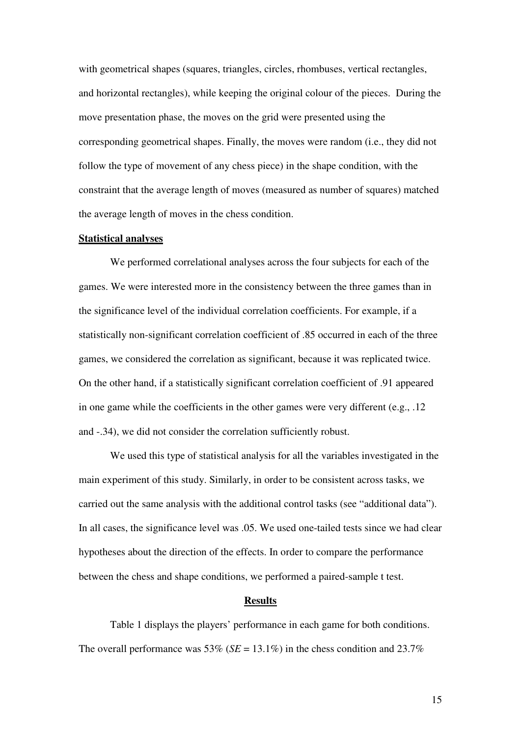with geometrical shapes (squares, triangles, circles, rhombuses, vertical rectangles, and horizontal rectangles), while keeping the original colour of the pieces. During the move presentation phase, the moves on the grid were presented using the corresponding geometrical shapes. Finally, the moves were random (i.e., they did not follow the type of movement of any chess piece) in the shape condition, with the constraint that the average length of moves (measured as number of squares) matched the average length of moves in the chess condition.

**Statistical analyses**

We performed correlational analyses across the four subjects for each of the games. We were interested more in the consistency between the three games than in the significance level of the individual correlation coefficients. For example, if a statistically non-significant correlation coefficient of .85 occurred in each of the three games, we considered the correlation as significant, because it was replicated twice. On the other hand, if a statistically significant correlation coefficient of .91 appeared in one game while the coefficients in the other games were very different (e.g., .12 and -.34), we did not consider the correlation sufficiently robust.

We used this type of statistical analysis for all the variables investigated in the main experiment of this study. Similarly, in order to be consistent across tasks, we carried out the same analysis with the additional control tasks (see "additional data"). In all cases, the significance level was .05. We used one-tailed tests since we had clear hypotheses about the direction of the effects. In order to compare the performance between the chess and shape conditions, we performed a paired-sample t test.

## Results

Table 1 displays the players' performance in each game for both conditions. The overall performance was 53% (*SE* = 13.1%) in the chess condition and 23.7%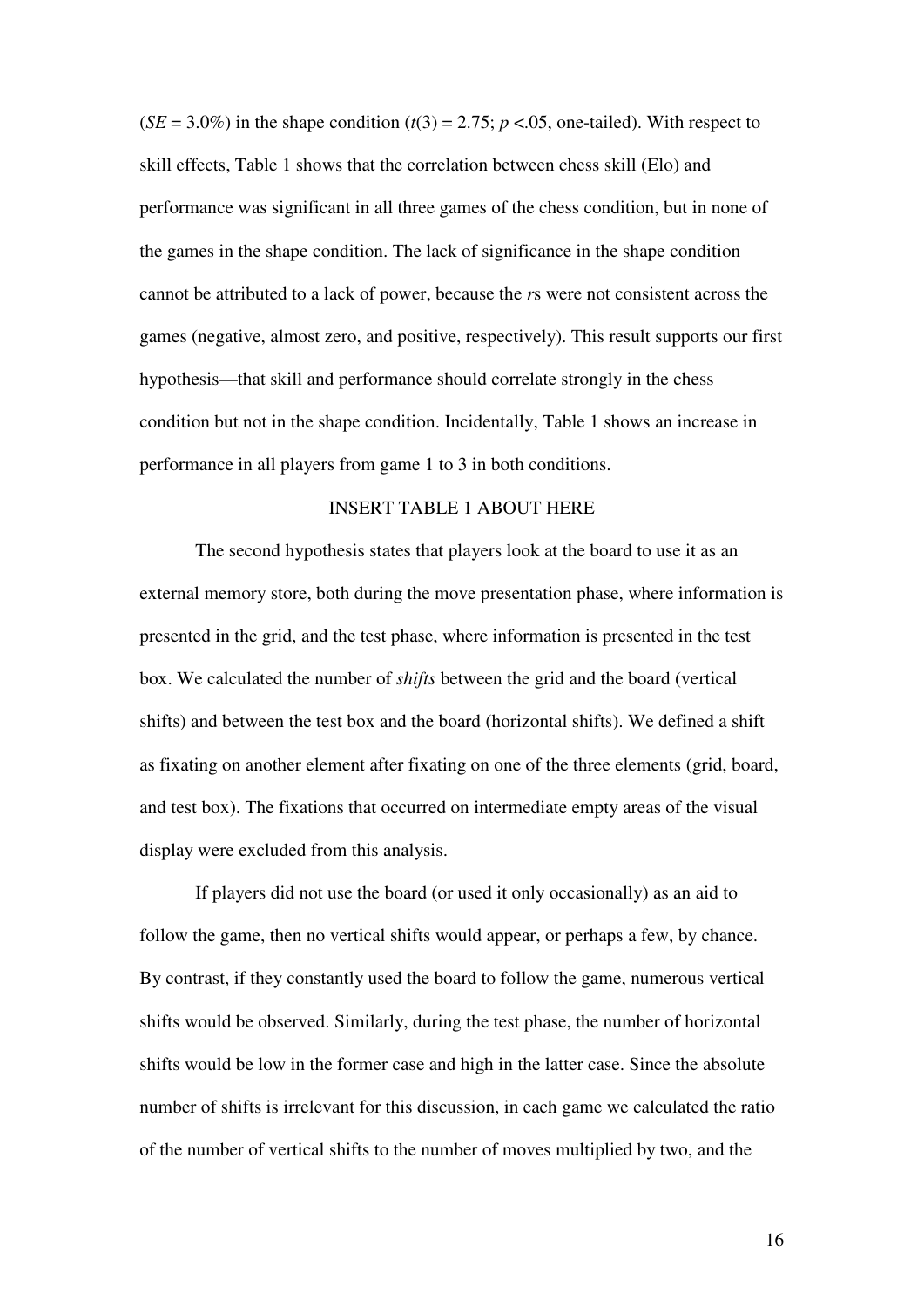($SE$ = 3.0%) in the shape condition ($t(3) = 2.75$; $p < .05$, one-tailed). With respect to skill effects, Table 1 shows that the correlation between chess skill (Elo) and performance was significant in all three games of the chess condition, but in none of the games in the shape condition. The lack of significance in the shape condition cannot be attributed to a lack of power, because the *r*s were not consistent across the games (negative, almost zero, and positive, respectively). This result supports our first hypothesis—that skill and performance should correlate strongly in the chess condition but not in the shape condition. Incidentally, Table 1 shows an increase in performance in all players from game 1 to 3 in both conditions.

INSERT TABLE 1 ABOUT HERE

The second hypothesis states that players look at the board to use it as an external memory store, both during the move presentation phase, where information is presented in the grid, and the test phase, where information is presented in the test box. We calculated the number of *shifts* between the grid and the board (vertical shifts) and between the test box and the board (horizontal shifts). We defined a shift as fixating on another element after fixating on one of the three elements (grid, board, and test box). The fixations that occurred on intermediate empty areas of the visual display were excluded from this analysis.

If players did not use the board (or used it only occasionally) as an aid to follow the game, then no vertical shifts would appear, or perhaps a few, by chance. By contrast, if they constantly used the board to follow the game, numerous vertical shifts would be observed. Similarly, during the test phase, the number of horizontal shifts would be low in the former case and high in the latter case. Since the absolute number of shifts is irrelevant for this discussion, in each game we calculated the ratio of the number of vertical shifts to the number of moves multiplied by two, and the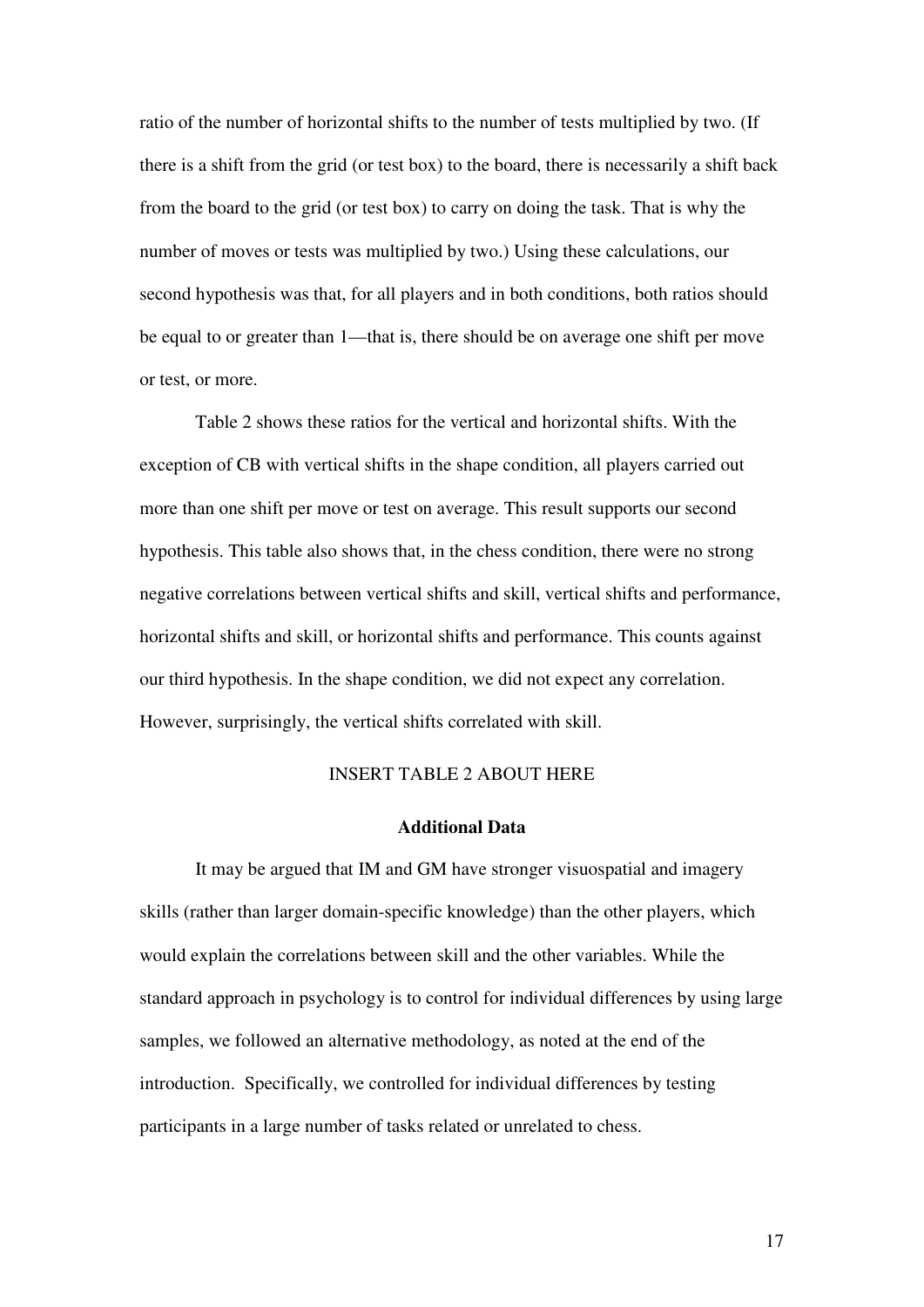ratio of the number of horizontal shifts to the number of tests multiplied by two. (If there is a shift from the grid (or test box) to the board, there is necessarily a shift back from the board to the grid (or test box) to carry on doing the task. That is why the number of moves or tests was multiplied by two.) Using these calculations, our second hypothesis was that, for all players and in both conditions, both ratios should be equal to or greater than 1—that is, there should be on average one shift per move or test, or more.

Table 2 shows these ratios for the vertical and horizontal shifts. With the exception of CB with vertical shifts in the shape condition, all players carried out more than one shift per move or test on average. This result supports our second hypothesis. This table also shows that, in the chess condition, there were no strong negative correlations between vertical shifts and skill, vertical shifts and performance, horizontal shifts and skill, or horizontal shifts and performance. This counts against our third hypothesis. In the shape condition, we did not expect any correlation. However, surprisingly, the vertical shifts correlated with skill.

INSERT TABLE 2 ABOUT HERE

## Additional Data

It may be argued that IM and GM have stronger visuospatial and imagery skills (rather than larger domain-specific knowledge) than the other players, which would explain the correlations between skill and the other variables. While the standard approach in psychology is to control for individual differences by using large samples, we followed an alternative methodology, as noted at the end of the introduction. Specifically, we controlled for individual differences by testing participants in a large number of tasks related or unrelated to chess.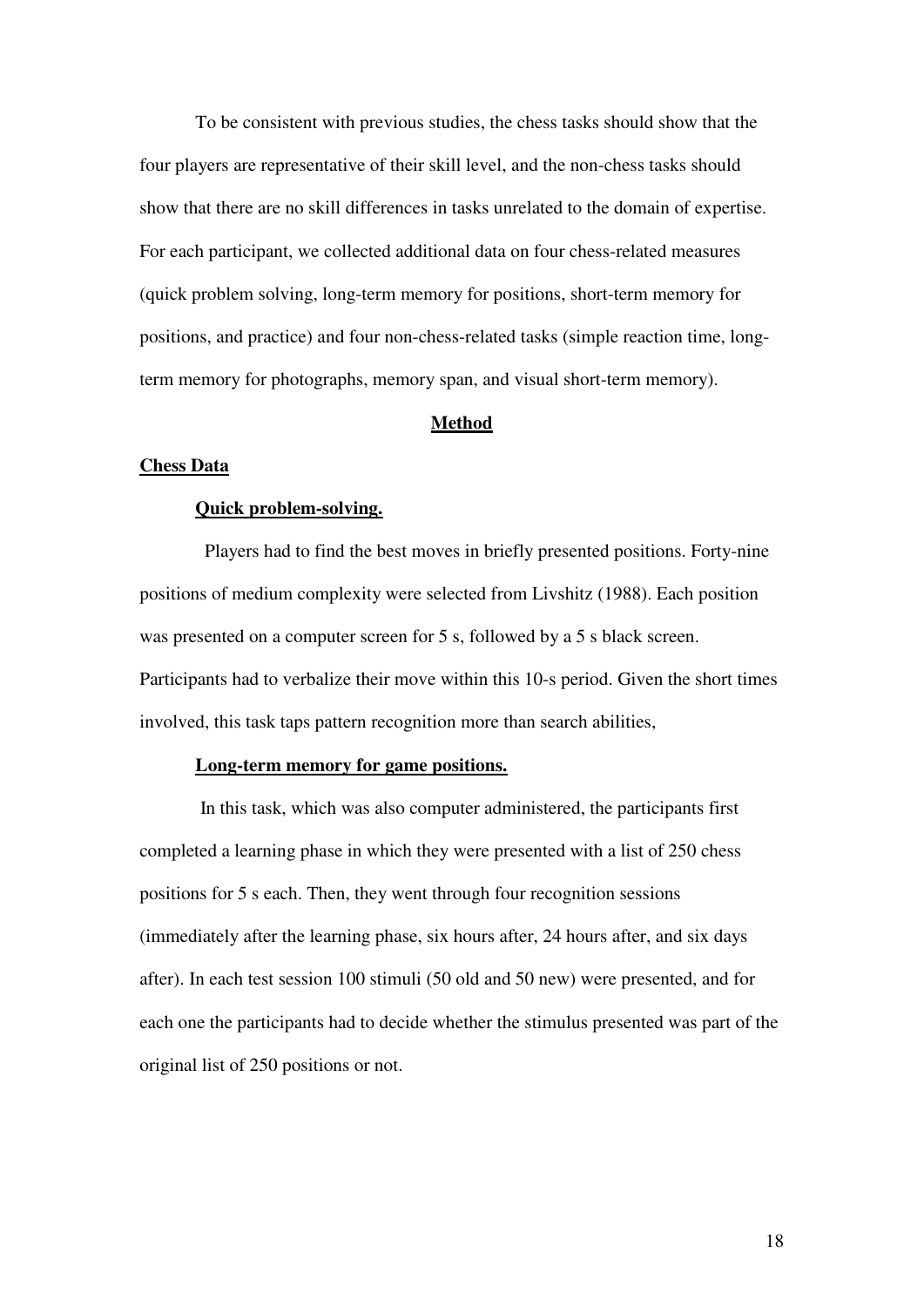To be consistent with previous studies, the chess tasks should show that the four players are representative of their skill level, and the non-chess tasks should show that there are no skill differences in tasks unrelated to the domain of expertise. For each participant, we collected additional data on four chess-related measures (quick problem solving, long-term memory for positions, short-term memory for positions, and practice) and four non-chess-related tasks (simple reaction time, long-term memory for photographs, memory span, and visual short-term memory).

## Method

### Chess Data

#### Quick problem-solving.

Players had to find the best moves in briefly presented positions. Forty-nine positions of medium complexity were selected from Livshitz (1988). Each position was presented on a computer screen for 5 s, followed by a 5 s black screen. Participants had to verbalize their move within this 10-s period. Given the short times involved, this task taps pattern recognition more than search abilities,

#### Long-term memory for game positions.

In this task, which was also computer administered, the participants first completed a learning phase in which they were presented with a list of 250 chess positions for 5 s each. Then, they went through four recognition sessions (immediately after the learning phase, six hours after, 24 hours after, and six days after). In each test session 100 stimuli (50 old and 50 new) were presented, and for each one the participants had to decide whether the stimulus presented was part of the original list of 250 positions or not.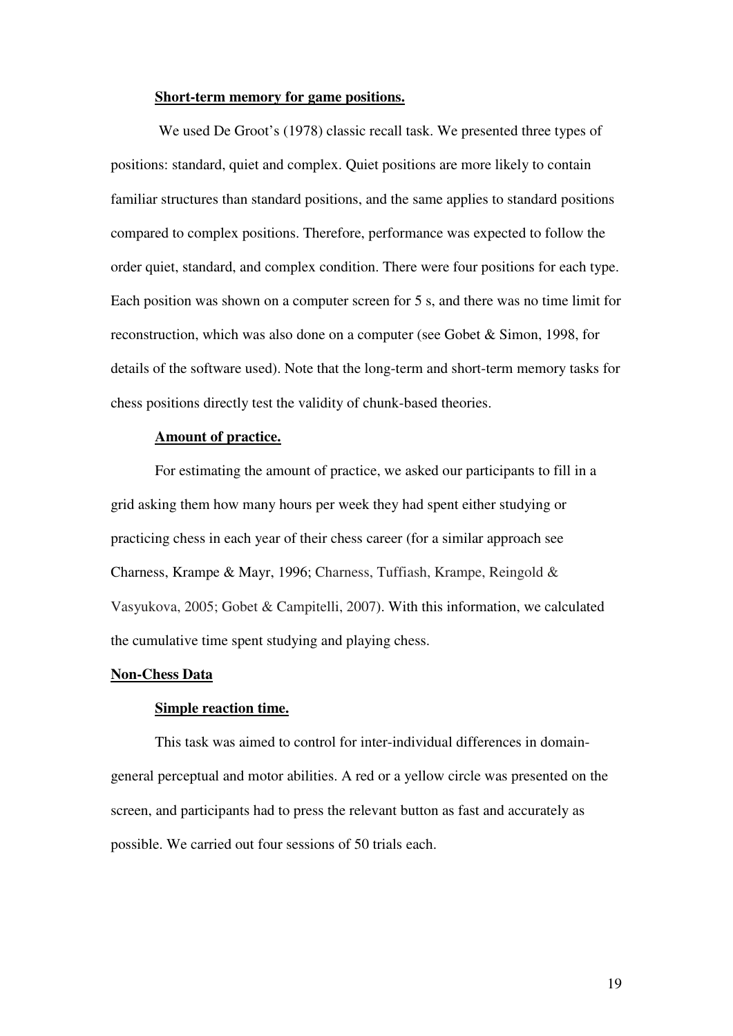#### **Short-term memory for game positions.**

We used De Groot's (1978) classic recall task. We presented three types of positions: standard, quiet and complex. Quiet positions are more likely to contain familiar structures than standard positions, and the same applies to standard positions compared to complex positions. Therefore, performance was expected to follow the order quiet, standard, and complex condition. There were four positions for each type. Each position was shown on a computer screen for 5 s, and there was no time limit for reconstruction, which was also done on a computer (see Gobet & Simon, 1998, for details of the software used). Note that the long-term and short-term memory tasks for chess positions directly test the validity of chunk-based theories.

#### **Amount of practice.**

For estimating the amount of practice, we asked our participants to fill in a grid asking them how many hours per week they had spent either studying or practicing chess in each year of their chess career (for a similar approach see Charness, Krampe & Mayr, 1996; Charness, Tuffiash, Krampe, Reingold & Vasyukova, 2005; Gobet & Campitelli, 2007). With this information, we calculated the cumulative time spent studying and playing chess.

### **Non-Chess Data**

#### **Simple reaction time.**

This task was aimed to control for inter-individual differences in domain-general perceptual and motor abilities. A red or a yellow circle was presented on the screen, and participants had to press the relevant button as fast and accurately as possible. We carried out four sessions of 50 trials each.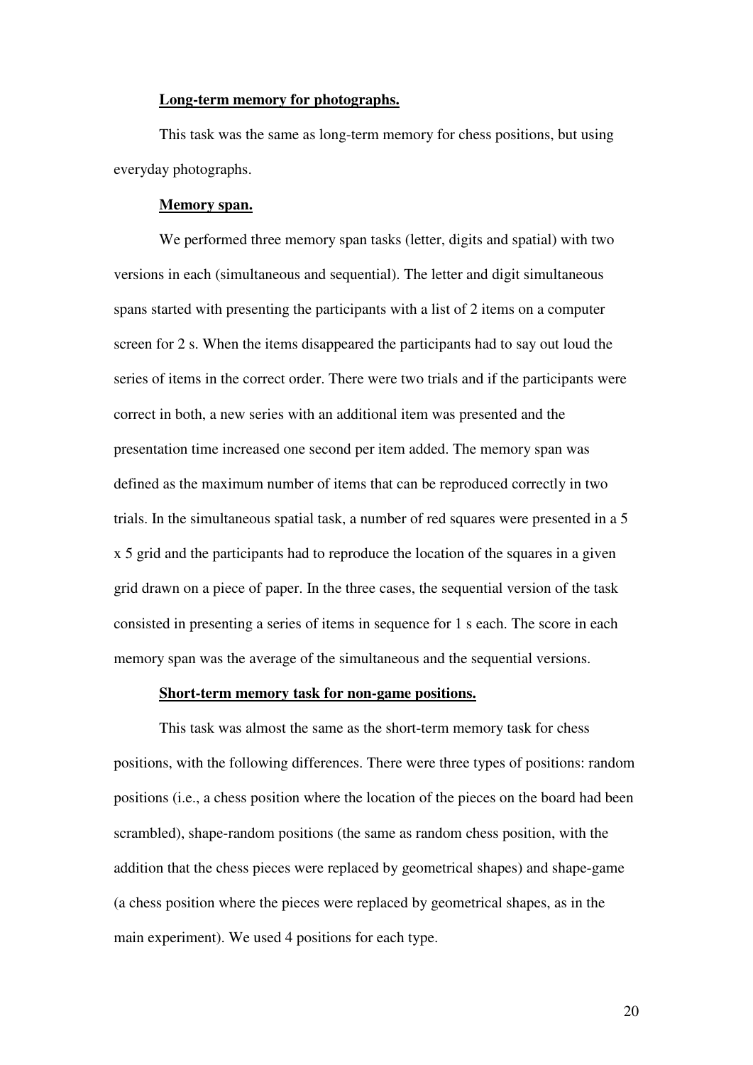**Long-term memory for photographs.**

This task was the same as long-term memory for chess positions, but using everyday photographs.

**Memory span.**

We performed three memory span tasks (letter, digits and spatial) with two versions in each (simultaneous and sequential). The letter and digit simultaneous spans started with presenting the participants with a list of 2 items on a computer screen for 2 s. When the items disappeared the participants had to say out loud the series of items in the correct order. There were two trials and if the participants were correct in both, a new series with an additional item was presented and the presentation time increased one second per item added. The memory span was defined as the maximum number of items that can be reproduced correctly in two trials. In the simultaneous spatial task, a number of red squares were presented in a 5 x 5 grid and the participants had to reproduce the location of the squares in a given grid drawn on a piece of paper. In the three cases, the sequential version of the task consisted in presenting a series of items in sequence for 1 s each. The score in each memory span was the average of the simultaneous and the sequential versions.

**Short-term memory task for non-game positions.**

This task was almost the same as the short-term memory task for chess positions, with the following differences. There were three types of positions: random positions (i.e., a chess position where the location of the pieces on the board had been scrambled), shape-random positions (the same as random chess position, with the addition that the chess pieces were replaced by geometrical shapes) and shape-game (a chess position where the pieces were replaced by geometrical shapes, as in the main experiment). We used 4 positions for each type.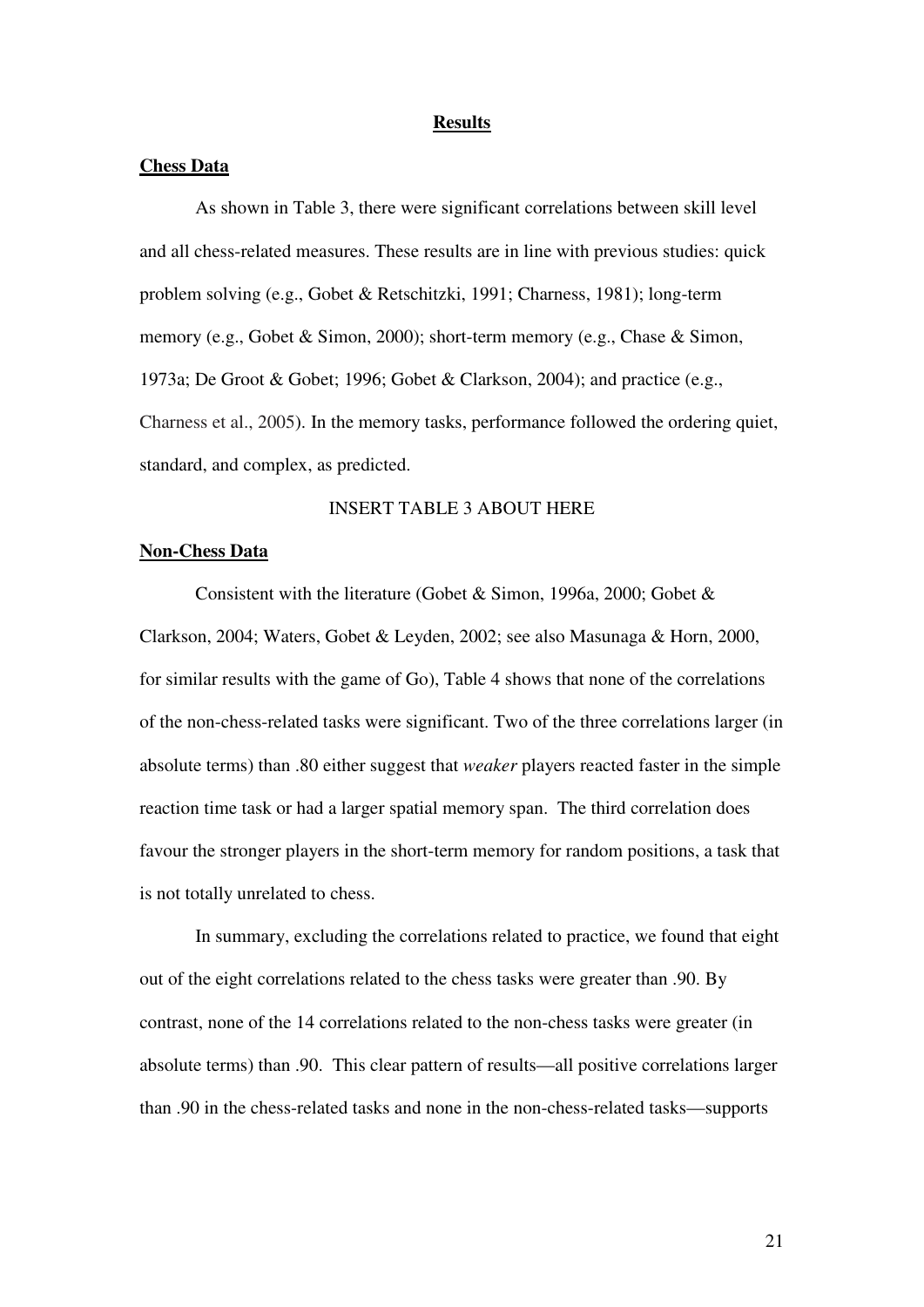# Results

## Chess Data

As shown in Table 3, there were significant correlations between skill level and all chess-related measures. These results are in line with previous studies: quick problem solving (e.g., Gobet & Retschitzki, 1991; Charness, 1981); long-term memory (e.g., Gobet & Simon, 2000); short-term memory (e.g., Chase & Simon, 1973a; De Groot & Gobet; 1996; Gobet & Clarkson, 2004); and practice (e.g., Charness et al., 2005). In the memory tasks, performance followed the ordering quiet, standard, and complex, as predicted.

INSERT TABLE 3 ABOUT HERE

## Non-Chess Data

Consistent with the literature (Gobet & Simon, 1996a, 2000; Gobet & Clarkson, 2004; Waters, Gobet & Leyden, 2002; see also Masunaga & Horn, 2000, for similar results with the game of Go), Table 4 shows that none of the correlations of the non-chess-related tasks were significant. Two of the three correlations larger (in absolute terms) than .80 either suggest that *weaker* players reacted faster in the simple reaction time task or had a larger spatial memory span. The third correlation does favour the stronger players in the short-term memory for random positions, a task that is not totally unrelated to chess.

In summary, excluding the correlations related to practice, we found that eight out of the eight correlations related to the chess tasks were greater than .90. By contrast, none of the 14 correlations related to the non-chess tasks were greater (in absolute terms) than .90. This clear pattern of results—all positive correlations larger than .90 in the chess-related tasks and none in the non-chess-related tasks—supports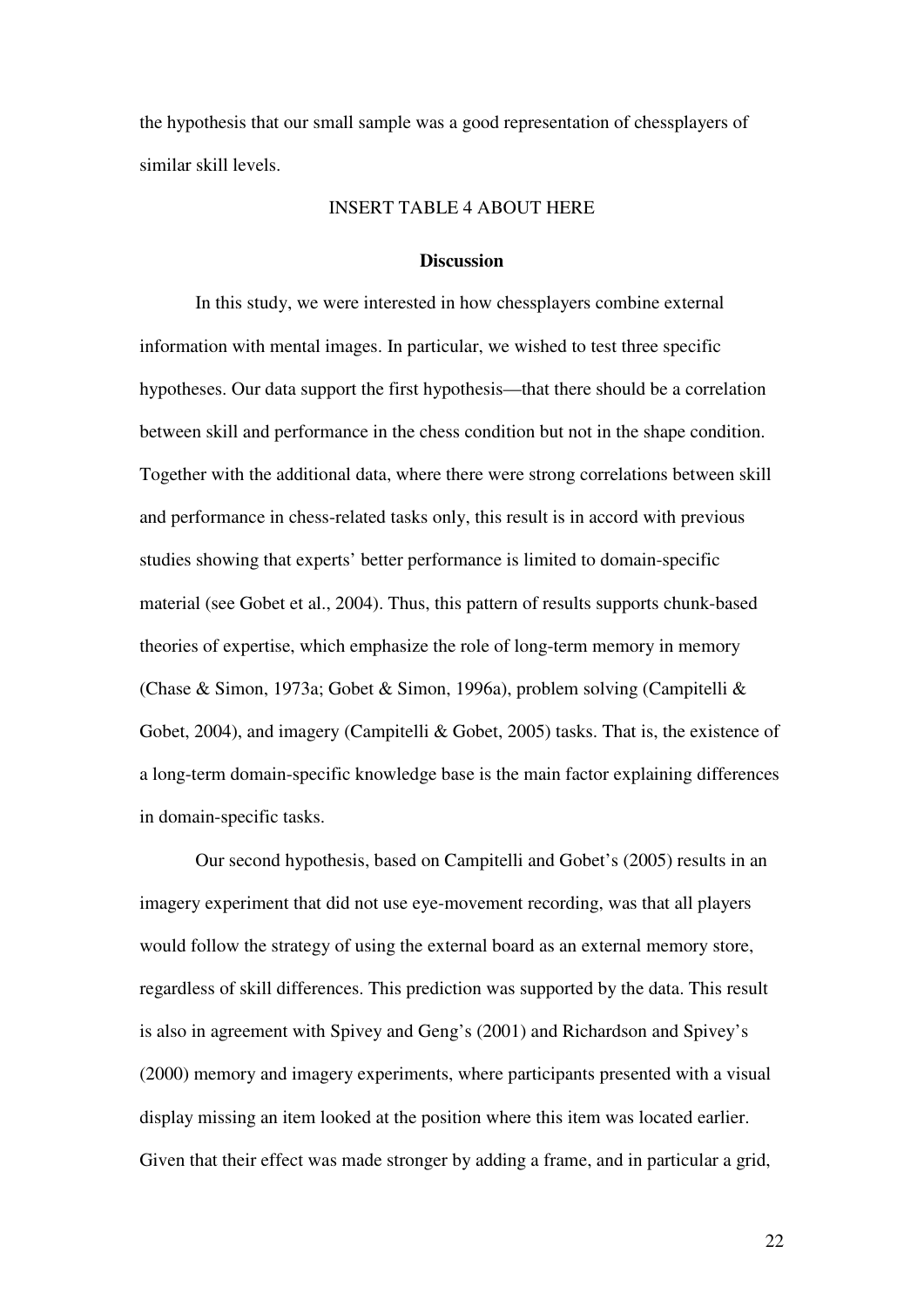the hypothesis that our small sample was a good representation of chessplayers of similar skill levels.

INSERT TABLE 4 ABOUT HERE

## Discussion

In this study, we were interested in how chessplayers combine external information with mental images. In particular, we wished to test three specific hypotheses. Our data support the first hypothesis—that there should be a correlation between skill and performance in the chess condition but not in the shape condition. Together with the additional data, where there were strong correlations between skill and performance in chess-related tasks only, this result is in accord with previous studies showing that experts' better performance is limited to domain-specific material (see Gobet et al., 2004). Thus, this pattern of results supports chunk-based theories of expertise, which emphasize the role of long-term memory in memory (Chase & Simon, 1973a; Gobet & Simon, 1996a), problem solving (Campitelli & Gobet, 2004), and imagery (Campitelli & Gobet, 2005) tasks. That is, the existence of a long-term domain-specific knowledge base is the main factor explaining differences in domain-specific tasks.

Our second hypothesis, based on Campitelli and Gobet's (2005) results in an imagery experiment that did not use eye-movement recording, was that all players would follow the strategy of using the external board as an external memory store, regardless of skill differences. This prediction was supported by the data. This result is also in agreement with Spivey and Geng's (2001) and Richardson and Spivey's (2000) memory and imagery experiments, where participants presented with a visual display missing an item looked at the position where this item was located earlier. Given that their effect was made stronger by adding a frame, and in particular a grid,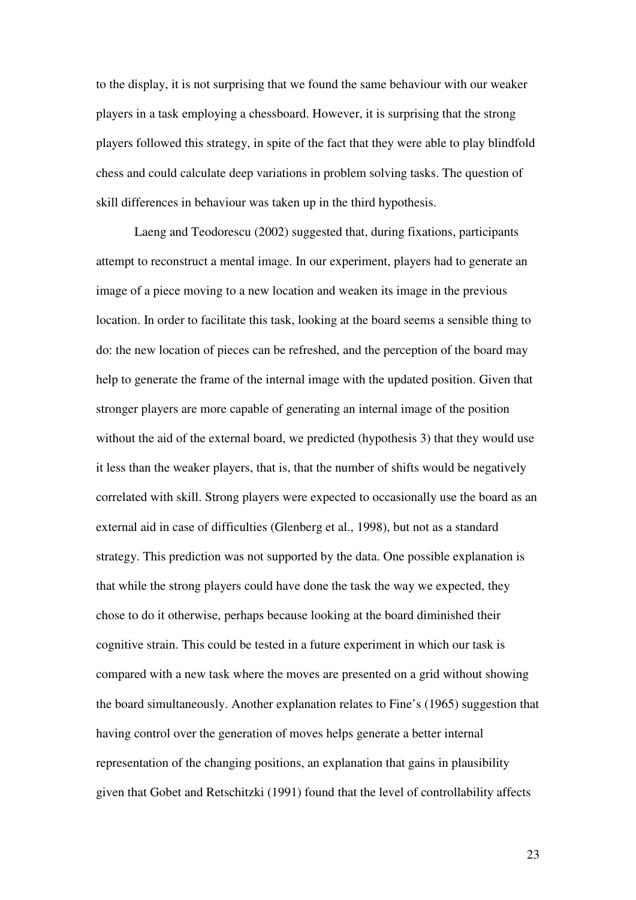to the display, it is not surprising that we found the same behaviour with our weaker players in a task employing a chessboard. However, it is surprising that the strong players followed this strategy, in spite of the fact that they were able to play blindfold chess and could calculate deep variations in problem solving tasks. The question of skill differences in behaviour was taken up in the third hypothesis.

Laeng and Teodorescu (2002) suggested that, during fixations, participants attempt to reconstruct a mental image. In our experiment, players had to generate an image of a piece moving to a new location and weaken its image in the previous location. In order to facilitate this task, looking at the board seems a sensible thing to do: the new location of pieces can be refreshed, and the perception of the board may help to generate the frame of the internal image with the updated position. Given that stronger players are more capable of generating an internal image of the position without the aid of the external board, we predicted (hypothesis 3) that they would use it less than the weaker players, that is, that the number of shifts would be negatively correlated with skill. Strong players were expected to occasionally use the board as an external aid in case of difficulties (Glenberg et al., 1998), but not as a standard strategy. This prediction was not supported by the data. One possible explanation is that while the strong players could have done the task the way we expected, they chose to do it otherwise, perhaps because looking at the board diminished their cognitive strain. This could be tested in a future experiment in which our task is compared with a new task where the moves are presented on a grid without showing the board simultaneously. Another explanation relates to Fine's (1965) suggestion that having control over the generation of moves helps generate a better internal representation of the changing positions, an explanation that gains in plausibility given that Gobet and Retschitzki (1991) found that the level of controllability affects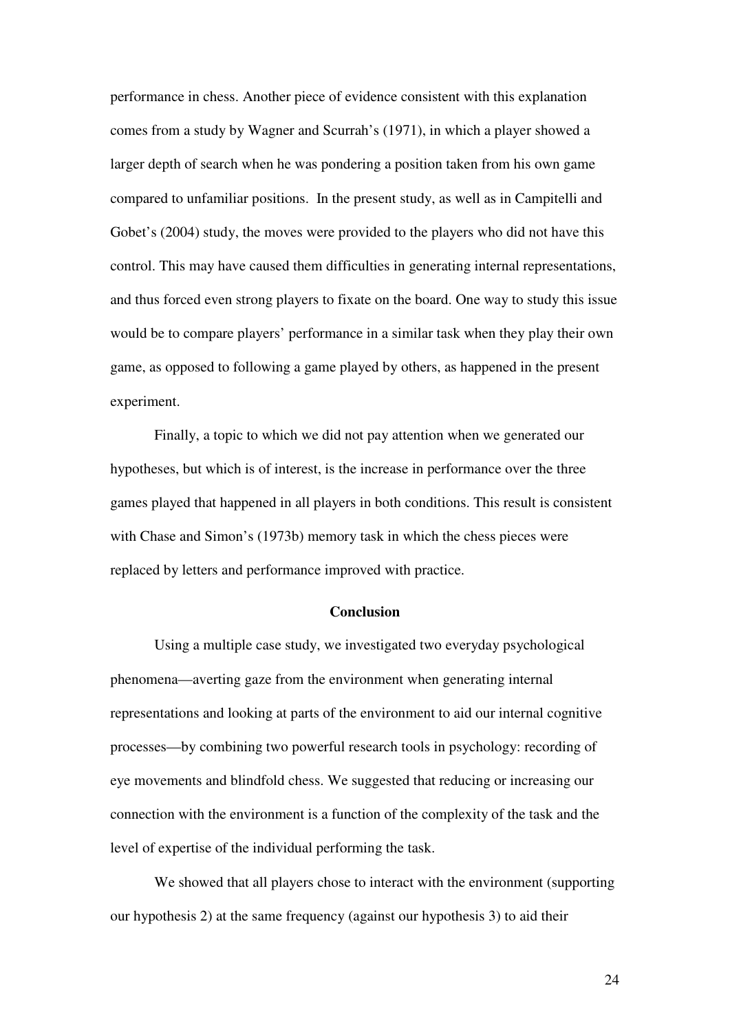performance in chess. Another piece of evidence consistent with this explanation comes from a study by Wagner and Scurrah's (1971), in which a player showed a larger depth of search when he was pondering a position taken from his own game compared to unfamiliar positions. In the present study, as well as in Campitelli and Gobet's (2004) study, the moves were provided to the players who did not have this control. This may have caused them difficulties in generating internal representations, and thus forced even strong players to fixate on the board. One way to study this issue would be to compare players' performance in a similar task when they play their own game, as opposed to following a game played by others, as happened in the present experiment.

Finally, a topic to which we did not pay attention when we generated our hypotheses, but which is of interest, is the increase in performance over the three games played that happened in all players in both conditions. This result is consistent with Chase and Simon's (1973b) memory task in which the chess pieces were replaced by letters and performance improved with practice.

## Conclusion

Using a multiple case study, we investigated two everyday psychological phenomena—averting gaze from the environment when generating internal representations and looking at parts of the environment to aid our internal cognitive processes—by combining two powerful research tools in psychology: recording of eye movements and blindfold chess. We suggested that reducing or increasing our connection with the environment is a function of the complexity of the task and the level of expertise of the individual performing the task.

We showed that all players chose to interact with the environment (supporting our hypothesis 2) at the same frequency (against our hypothesis 3) to aid their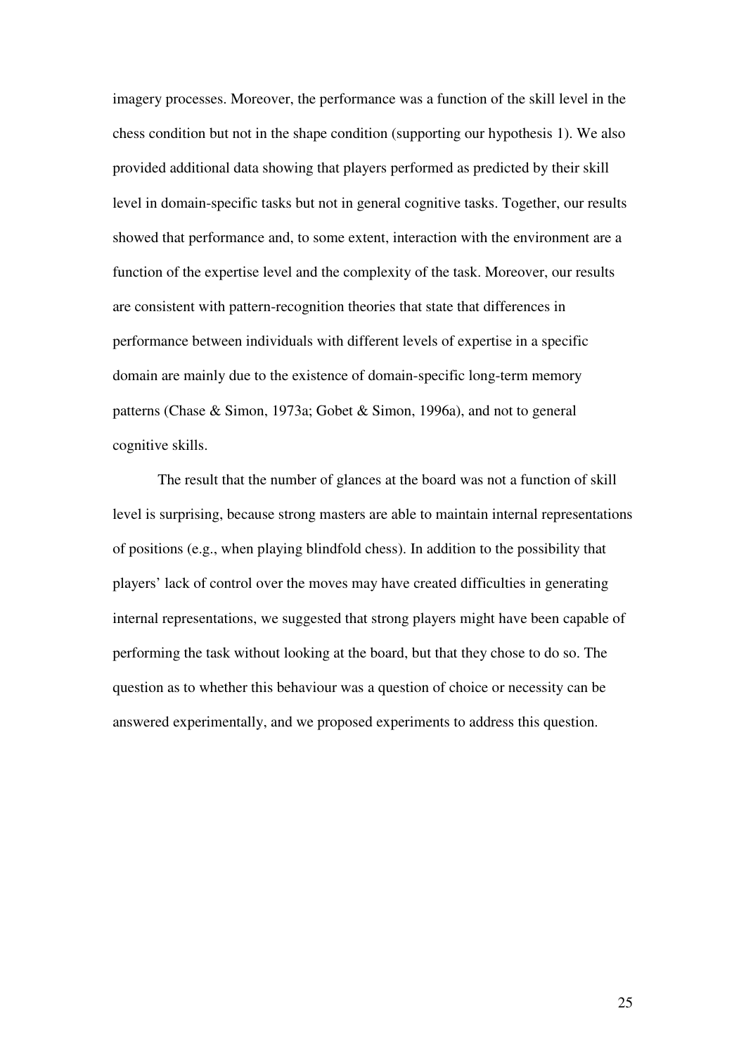imagery processes. Moreover, the performance was a function of the skill level in the chess condition but not in the shape condition (supporting our hypothesis 1). We also provided additional data showing that players performed as predicted by their skill level in domain-specific tasks but not in general cognitive tasks. Together, our results showed that performance and, to some extent, interaction with the environment are a function of the expertise level and the complexity of the task. Moreover, our results are consistent with pattern-recognition theories that state that differences in performance between individuals with different levels of expertise in a specific domain are mainly due to the existence of domain-specific long-term memory patterns (Chase & Simon, 1973a; Gobet & Simon, 1996a), and not to general cognitive skills.

The result that the number of glances at the board was not a function of skill level is surprising, because strong masters are able to maintain internal representations of positions (e.g., when playing blindfold chess). In addition to the possibility that players' lack of control over the moves may have created difficulties in generating internal representations, we suggested that strong players might have been capable of performing the task without looking at the board, but that they chose to do so. The question as to whether this behaviour was a question of choice or necessity can be answered experimentally, and we proposed experiments to address this question.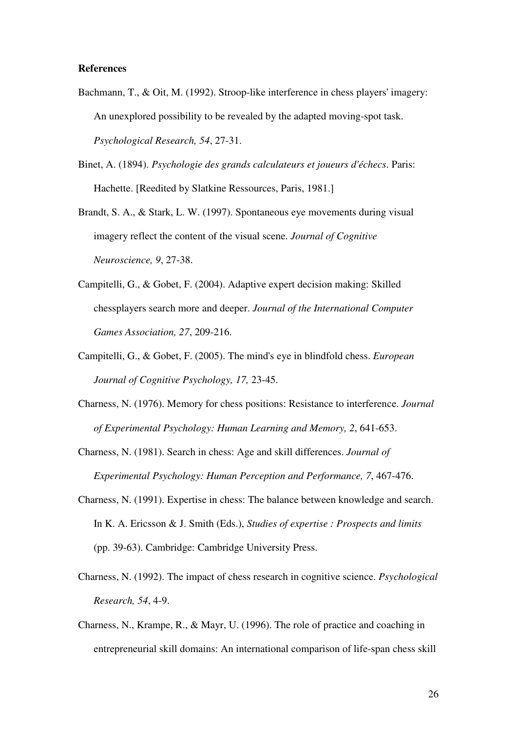**References**

Bachmann, T., & Oit, M. (1992). Stroop-like interference in chess players' imagery: An unexplored possibility to be revealed by the adapted moving-spot task. *Psychological Research, 54*, 27-31.

Binet, A. (1894). *Psychologie des grands calculateurs et joueurs d'échecs*. Paris: Hachette. [Reedited by Slatkine Ressources, Paris, 1981.]

Brandt, S. A., & Stark, L. W. (1997). Spontaneous eye movements during visual imagery reflect the content of the visual scene. *Journal of Cognitive Neuroscience, 9*, 27-38.

Campitelli, G., & Gobet, F. (2004). Adaptive expert decision making: Skilled chessplayers search more and deeper. *Journal of the International Computer Games Association, 27*, 209-216.

Campitelli, G., & Gobet, F. (2005). The mind's eye in blindfold chess. *European Journal of Cognitive Psychology, 17,* 23-45.

Charness, N. (1976). Memory for chess positions: Resistance to interference. *Journal of Experimental Psychology: Human Learning and Memory, 2*, 641-653.

Charness, N. (1981). Search in chess: Age and skill differences. *Journal of Experimental Psychology: Human Perception and Performance, 7*, 467-476.

Charness, N. (1991). Expertise in chess: The balance between knowledge and search. In K. A. Ericsson & J. Smith (Eds.), *Studies of expertise : Prospects and limits* (pp. 39-63). Cambridge: Cambridge University Press.

Charness, N. (1992). The impact of chess research in cognitive science. *Psychological Research, 54*, 4-9.

Charness, N., Krampe, R., & Mayr, U. (1996). The role of practice and coaching in entrepreneurial skill domains: An international comparison of life-span chess skill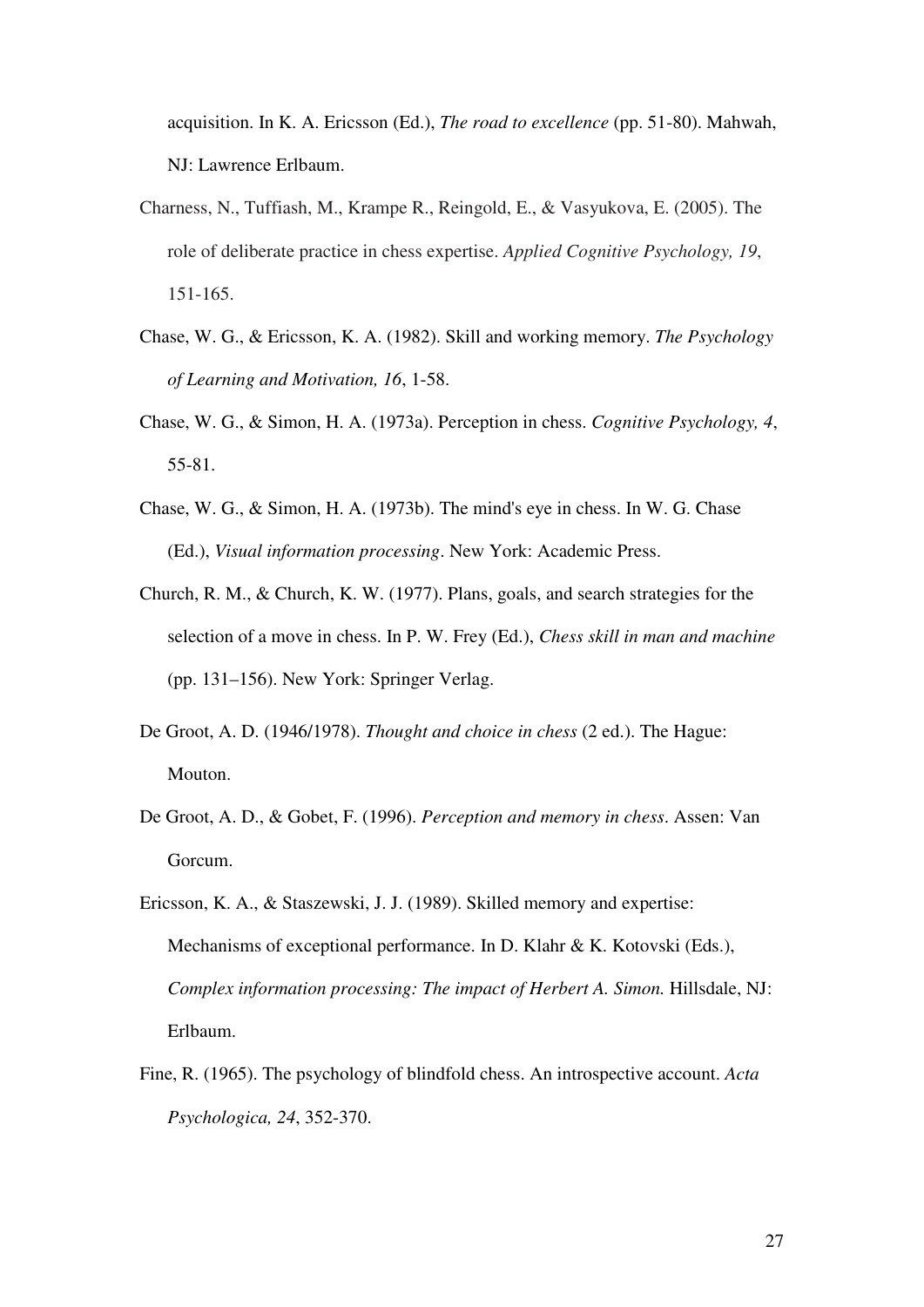acquisition. In K. A. Ericsson (Ed.), *The road to excellence* (pp. 51-80). Mahwah, NJ: Lawrence Erlbaum.

Charness, N., Tuffiash, M., Krampe R., Reingold, E., & Vasyukova, E. (2005). The role of deliberate practice in chess expertise. *Applied Cognitive Psychology, 19*, 151-165.

Chase, W. G., & Ericsson, K. A. (1982). Skill and working memory. *The Psychology of Learning and Motivation, 16*, 1-58.

Chase, W. G., & Simon, H. A. (1973a). Perception in chess. *Cognitive Psychology, 4*, 55-81.

Chase, W. G., & Simon, H. A. (1973b). The mind's eye in chess. In W. G. Chase (Ed.), *Visual information processing*. New York: Academic Press.

Church, R. M., & Church, K. W. (1977). Plans, goals, and search strategies for the selection of a move in chess. In P. W. Frey (Ed.), *Chess skill in man and machine* (pp. 131–156). New York: Springer Verlag.

De Groot, A. D. (1946/1978). *Thought and choice in chess* (2 ed.). The Hague: Mouton.

De Groot, A. D., & Gobet, F. (1996). *Perception and memory in chess*. Assen: Van Gorcum.

Ericsson, K. A., & Staszewski, J. J. (1989). Skilled memory and expertise: Mechanisms of exceptional performance. In D. Klahr & K. Kotovski (Eds.), *Complex information processing: The impact of Herbert A. Simon.* Hillsdale, NJ: Erlbaum.

Fine, R. (1965). The psychology of blindfold chess. An introspective account. *Acta Psychologica, 24*, 352-370.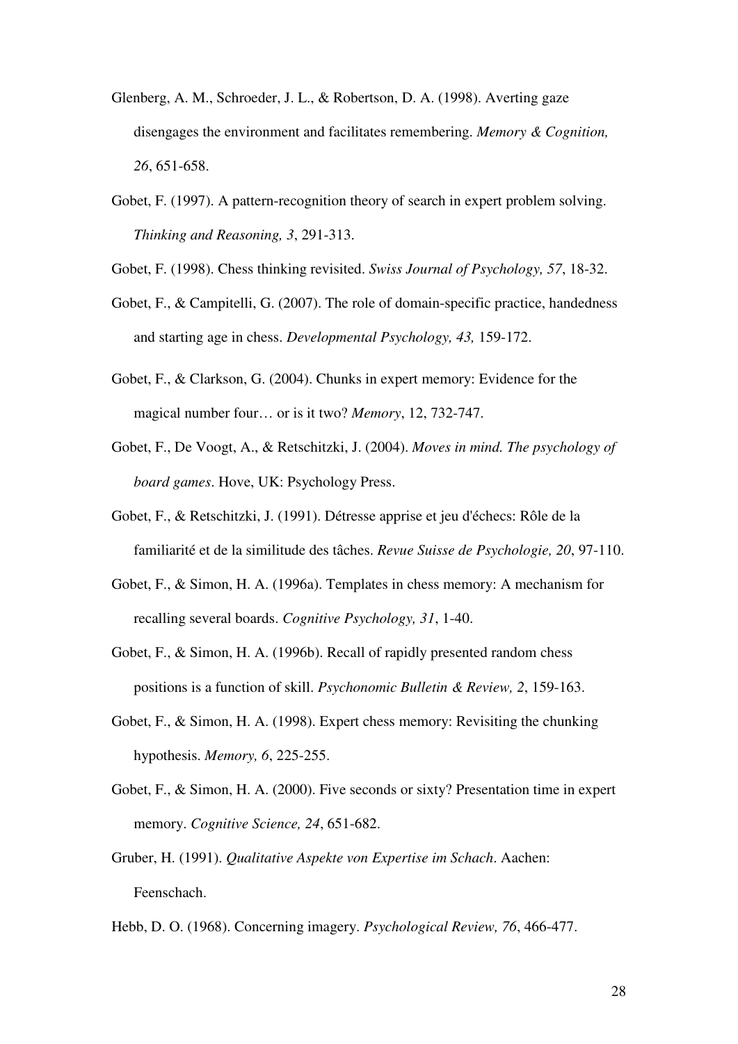Glenberg, A. M., Schroeder, J. L., & Robertson, D. A. (1998). Averting gaze disengages the environment and facilitates remembering. *Memory & Cognition, 26*, 651-658.

Gobet, F. (1997). A pattern-recognition theory of search in expert problem solving. *Thinking and Reasoning, 3*, 291-313.

Gobet, F. (1998). Chess thinking revisited. *Swiss Journal of Psychology, 57*, 18-32.

Gobet, F., & Campitelli, G. (2007). The role of domain-specific practice, handedness and starting age in chess. *Developmental Psychology, 43,* 159-172.

Gobet, F., & Clarkson, G. (2004). Chunks in expert memory: Evidence for the magical number four… or is it two? *Memory*, 12, 732-747.

Gobet, F., De Voogt, A., & Retschitzki, J. (2004). *Moves in mind. The psychology of board games*. Hove, UK: Psychology Press.

Gobet, F., & Retschitzki, J. (1991). Détresse apprise et jeu d'échecs: Rôle de la familiarité et de la similitude des tâches. *Revue Suisse de Psychologie, 20*, 97-110.

Gobet, F., & Simon, H. A. (1996a). Templates in chess memory: A mechanism for recalling several boards. *Cognitive Psychology, 31*, 1-40.

Gobet, F., & Simon, H. A. (1996b). Recall of rapidly presented random chess positions is a function of skill. *Psychonomic Bulletin & Review, 2*, 159-163.

Gobet, F., & Simon, H. A. (1998). Expert chess memory: Revisiting the chunking hypothesis. *Memory, 6*, 225-255.

Gobet, F., & Simon, H. A. (2000). Five seconds or sixty? Presentation time in expert memory. *Cognitive Science, 24*, 651-682.

Gruber, H. (1991). *Qualitative Aspekte von Expertise im Schach*. Aachen: Feenschach.

Hebb, D. O. (1968). Concerning imagery. *Psychological Review, 76*, 466-477.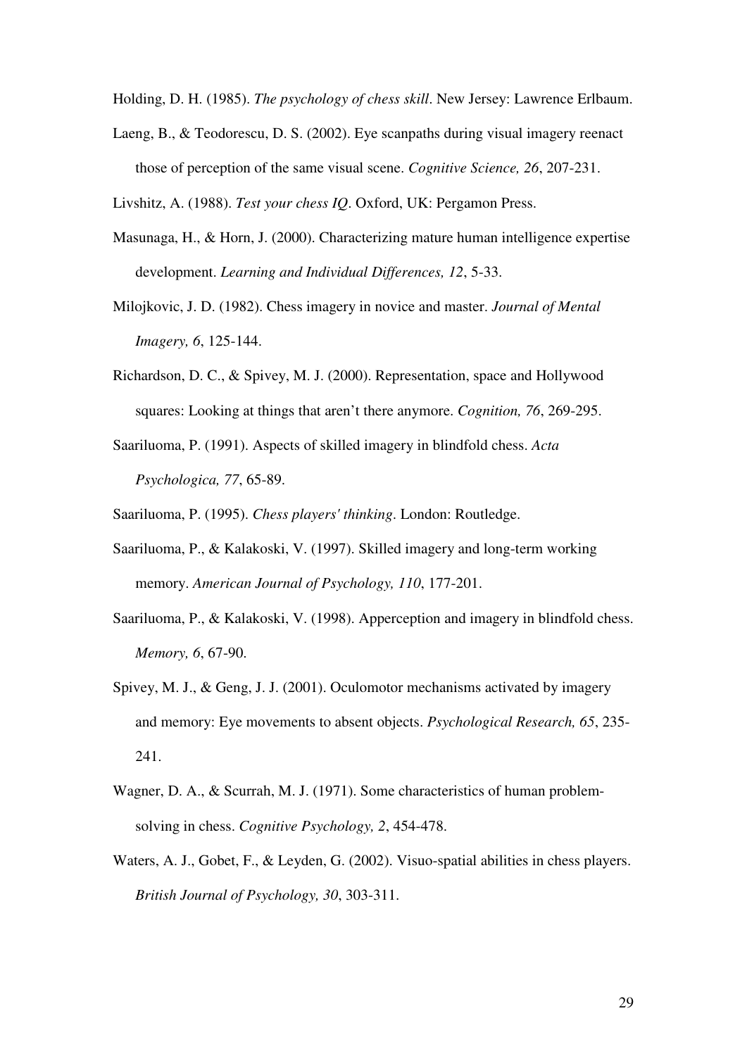Holding, D. H. (1985). *The psychology of chess skill*. New Jersey: Lawrence Erlbaum.

Laeng, B., & Teodorescu, D. S. (2002). Eye scanpaths during visual imagery reenact those of perception of the same visual scene. *Cognitive Science, 26*, 207-231.

Livshitz, A. (1988). *Test your chess IQ*. Oxford, UK: Pergamon Press.

Masunaga, H., & Horn, J. (2000). Characterizing mature human intelligence expertise development. *Learning and Individual Differences, 12*, 5-33.

Milojkovic, J. D. (1982). Chess imagery in novice and master. *Journal of Mental Imagery, 6*, 125-144.

Richardson, D. C., & Spivey, M. J. (2000). Representation, space and Hollywood squares: Looking at things that aren't there anymore. *Cognition, 76*, 269-295.

Saariluoma, P. (1991). Aspects of skilled imagery in blindfold chess. *Acta Psychologica, 77*, 65-89.

Saariluoma, P. (1995). *Chess players' thinking*. London: Routledge.

Saariluoma, P., & Kalakoski, V. (1997). Skilled imagery and long-term working memory. *American Journal of Psychology, 110*, 177-201.

Saariluoma, P., & Kalakoski, V. (1998). Apperception and imagery in blindfold chess. *Memory, 6*, 67-90.

Spivey, M. J., & Geng, J. J. (2001). Oculomotor mechanisms activated by imagery and memory: Eye movements to absent objects. *Psychological Research, 65*, 235-241.

Wagner, D. A., & Scurrah, M. J. (1971). Some characteristics of human problem-solving in chess. *Cognitive Psychology, 2*, 454-478.

Waters, A. J., Gobet, F., & Leyden, G. (2002). Visuo-spatial abilities in chess players. *British Journal of Psychology, 30*, 303-311.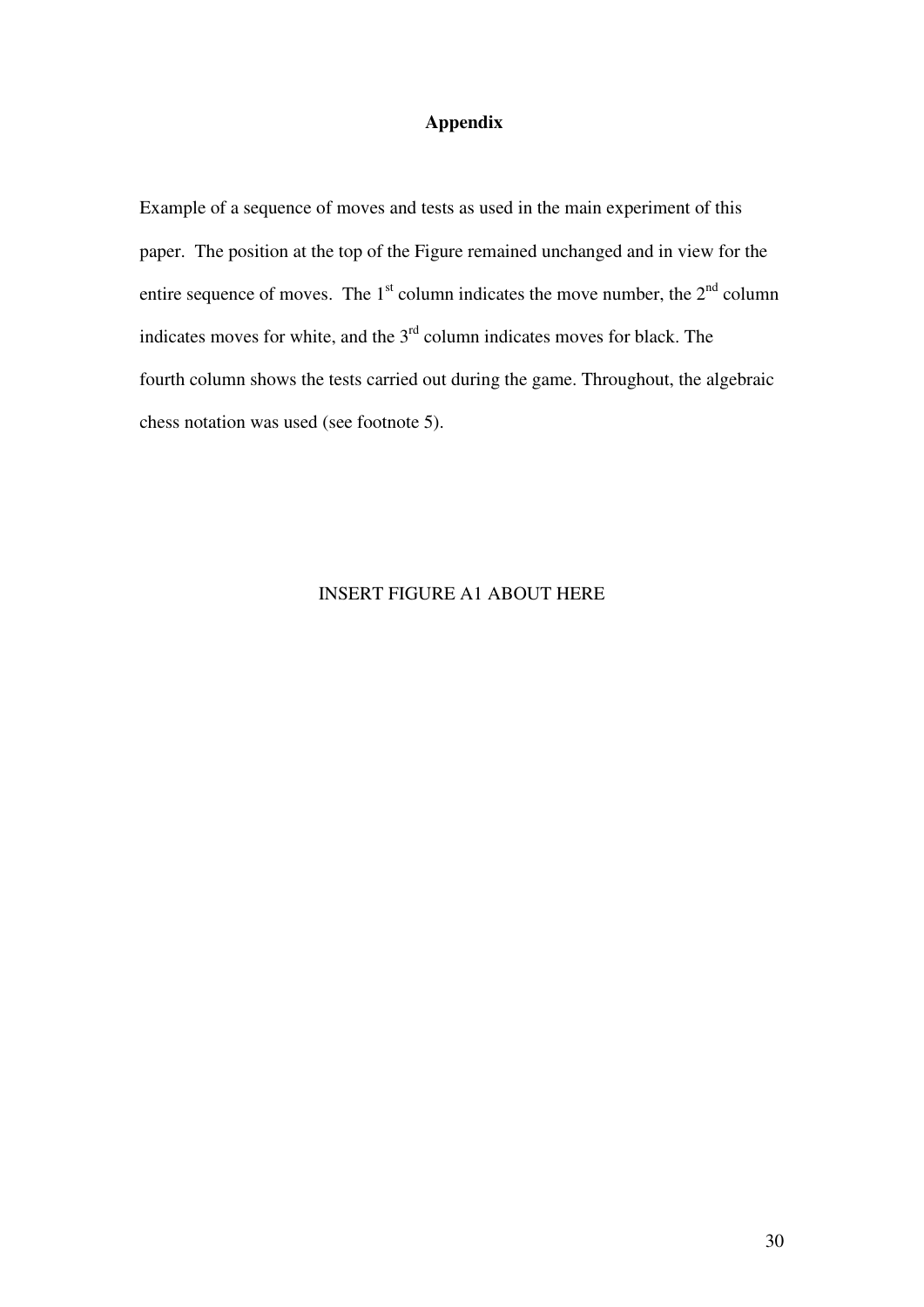## Appendix

Example of a sequence of moves and tests as used in the main experiment of this paper. The position at the top of the Figure remained unchanged and in view for the entire sequence of moves. The 1st column indicates the move number, the 2nd column indicates moves for white, and the 3rd column indicates moves for black. The fourth column shows the tests carried out during the game. Throughout, the algebraic chess notation was used (see footnote 5).

INSERT FIGURE A1 ABOUT HERE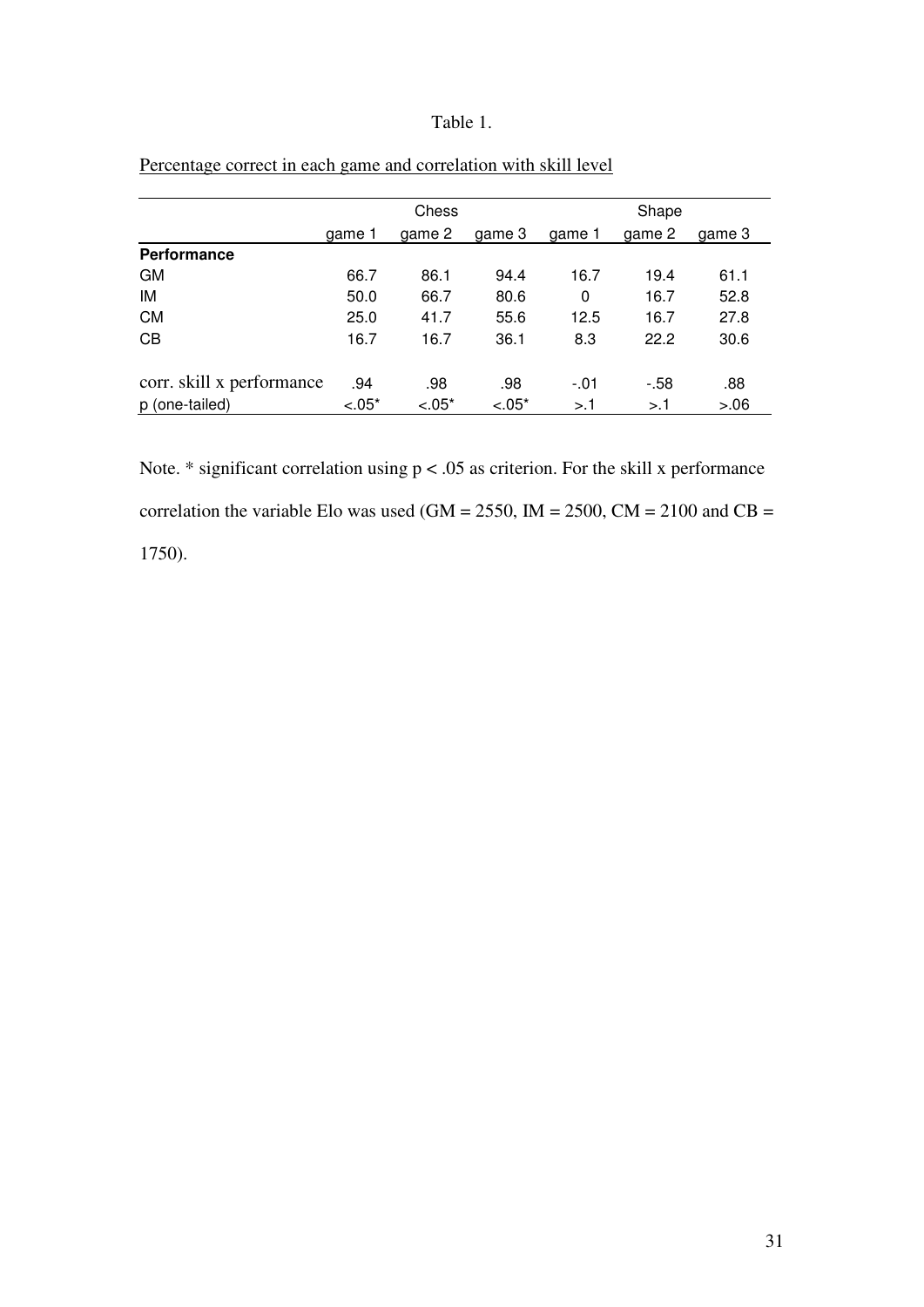Table 1.

Percentage correct in each game and correlation with skill level

| | Chess | | | Shape | | |
|---|---|---|---|---|---|---|
| | game 1 | game 2 | game 3 | game 1 | game 2 | game 3 |
| **Performance** | | | | | | |
| GM | 66.7 | 86.1 | 94.4 | 16.7 | 19.4 | 61.1 |
| IM | 50.0 | 66.7 | 80.6 | 0 | 16.7 | 52.8 |
| CM | 25.0 | 41.7 | 55.6 | 12.5 | 16.7 | 27.8 |
| CB | 16.7 | 16.7 | 36.1 | 8.3 | 22.2 | 30.6 |
| | | | | | | |
| corr. skill x performance | .94 | .98 | .98 | -.01 | -.58 | .88 |
| p (one-tailed) | <.05* | <.05* | <.05* | >.1 | >.1 | >.06 |

Note. * significant correlation using $p < .05$ as criterion. For the skill x performance correlation the variable Elo was used (GM = 2550, IM = 2500, CM = 2100 and CB = 1750).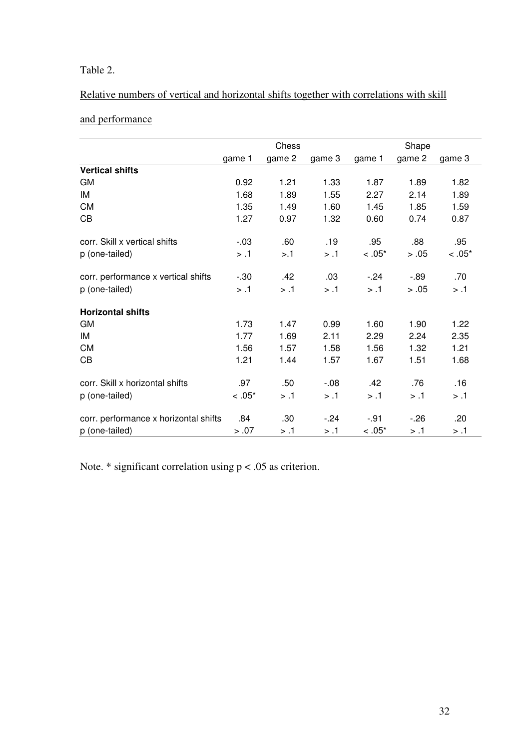Table 2.

Relative numbers of vertical and horizontal shifts together with correlations with skill and performance

| | Chess | | | Shape | | |
|---|---|---|---|---|---|---|
| | game 1 | game 2 | game 3 | game 1 | game 2 | game 3 |
| **Vertical shifts** | | | | | | |
| GM | 0.92 | 1.21 | 1.33 | 1.87 | 1.89 | 1.82 |
| IM | 1.68 | 1.89 | 1.55 | 2.27 | 2.14 | 1.89 |
| CM | 1.35 | 1.49 | 1.60 | 1.45 | 1.85 | 1.59 |
| CB | 1.27 | 0.97 | 1.32 | 0.60 | 0.74 | 0.87 |
| corr. Skill x vertical shifts | -.03 | .60 | .19 | .95 | .88 | .95 |
| p (one-tailed) | > .1 | >.1 | > .1 | < .05* | > .05 | < .05* |
| corr. performance x vertical shifts | -.30 | .42 | .03 | -.24 | -.89 | .70 |
| p (one-tailed) | > .1 | > .1 | > .1 | > .1 | > .05 | > .1 |
| **Horizontal shifts** | | | | | | |
| GM | 1.73 | 1.47 | 0.99 | 1.60 | 1.90 | 1.22 |
| IM | 1.77 | 1.69 | 2.11 | 2.29 | 2.24 | 2.35 |
| CM | 1.56 | 1.57 | 1.58 | 1.56 | 1.32 | 1.21 |
| CB | 1.21 | 1.44 | 1.57 | 1.67 | 1.51 | 1.68 |
| corr. Skill x horizontal shifts | .97 | .50 | -.08 | .42 | .76 | .16 |
| p (one-tailed) | < .05* | > .1 | > .1 | > .1 | > .1 | > .1 |
| corr. performance x horizontal shifts | .84 | .30 | -.24 | -.91 | -.26 | .20 |
| p (one-tailed) | > .07 | > .1 | > .1 | < .05* | > .1 | > .1 |

Note. * significant correlation using $p < .05$ as criterion.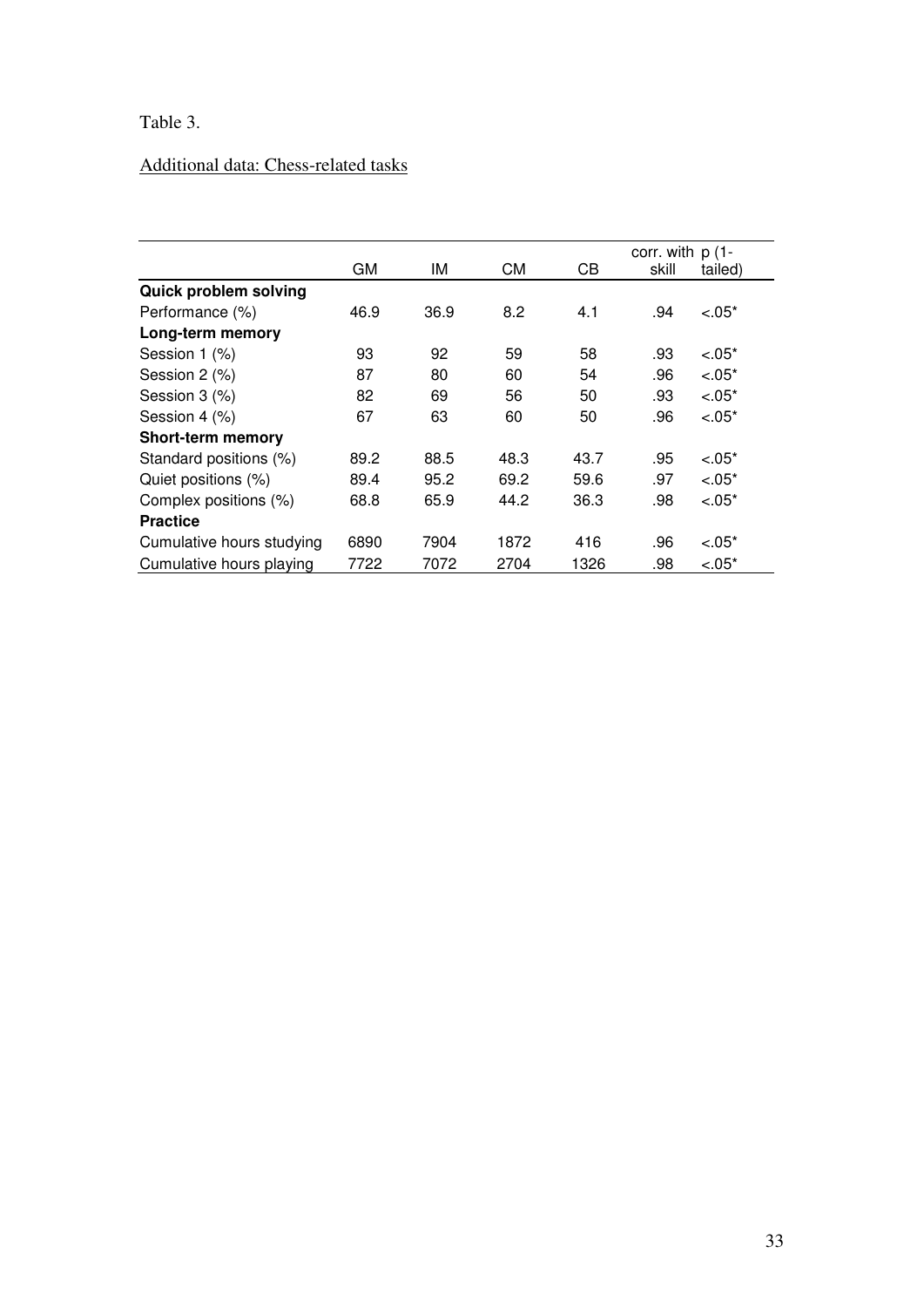Table 3.

Additional data: Chess-related tasks

| | GM | IM | CM | CB | corr. with skill | p (1-tailed) |
|---|---|---|---|---|---|---|
| **Quick problem solving** | | | | | | |
| Performance (%) | 46.9 | 36.9 | 8.2 | 4.1 | .94 | <.05* |
| **Long-term memory** | | | | | | |
| Session 1 (%) | 93 | 92 | 59 | 58 | .93 | <.05* |
| Session 2 (%) | 87 | 80 | 60 | 54 | .96 | <.05* |
| Session 3 (%) | 82 | 69 | 56 | 50 | .93 | <.05* |
| Session 4 (%) | 67 | 63 | 60 | 50 | .96 | <.05* |
| **Short-term memory** | | | | | | |
| Standard positions (%) | 89.2 | 88.5 | 48.3 | 43.7 | .95 | <.05* |
| Quiet positions (%) | 89.4 | 95.2 | 69.2 | 59.6 | .97 | <.05* |
| Complex positions (%) | 68.8 | 65.9 | 44.2 | 36.3 | .98 | <.05* |
| **Practice** | | | | | | |
| Cumulative hours studying | 6890 | 7904 | 1872 | 416 | .96 | <.05* |
| Cumulative hours playing | 7722 | 7072 | 2704 | 1326 | .98 | <.05* |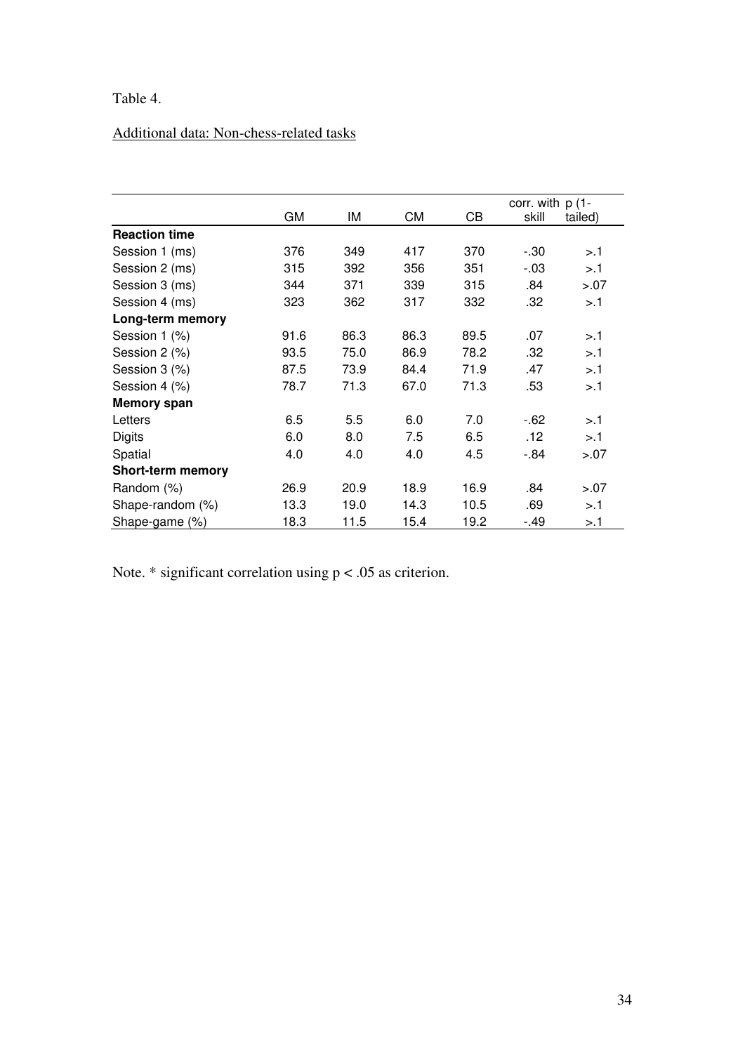Table 4.

Additional data: Non-chess-related tasks

| | GM | IM | CM | CB | corr. with skill | p (1-tailed) |
|---|---|---|---|---|---|---|
| **Reaction time** | | | | | | |
| Session 1 (ms) | 376 | 349 | 417 | 370 | -.30 | >.1 |
| Session 2 (ms) | 315 | 392 | 356 | 351 | -.03 | >.1 |
| Session 3 (ms) | 344 | 371 | 339 | 315 | .84 | >.07 |
| Session 4 (ms) | 323 | 362 | 317 | 332 | .32 | >.1 |
| **Long-term memory** | | | | | | |
| Session 1 (%) | 91.6 | 86.3 | 86.3 | 89.5 | .07 | >.1 |
| Session 2 (%) | 93.5 | 75.0 | 86.9 | 78.2 | .32 | >.1 |
| Session 3 (%) | 87.5 | 73.9 | 84.4 | 71.9 | .47 | >.1 |
| Session 4 (%) | 78.7 | 71.3 | 67.0 | 71.3 | .53 | >.1 |
| **Memory span** | | | | | | |
| Letters | 6.5 | 5.5 | 6.0 | 7.0 | -.62 | >.1 |
| Digits | 6.0 | 8.0 | 7.5 | 6.5 | .12 | >.1 |
| Spatial | 4.0 | 4.0 | 4.0 | 4.5 | -.84 | >.07 |
| **Short-term memory** | | | | | | |
| Random (%) | 26.9 | 20.9 | 18.9 | 16.9 | .84 | >.07 |
| Shape-random (%) | 13.3 | 19.0 | 14.3 | 10.5 | .69 | >.1 |
| Shape-game (%) | 18.3 | 11.5 | 15.4 | 19.2 | -.49 | >.1 |

Note. * significant correlation using $p < .05$ as criterion.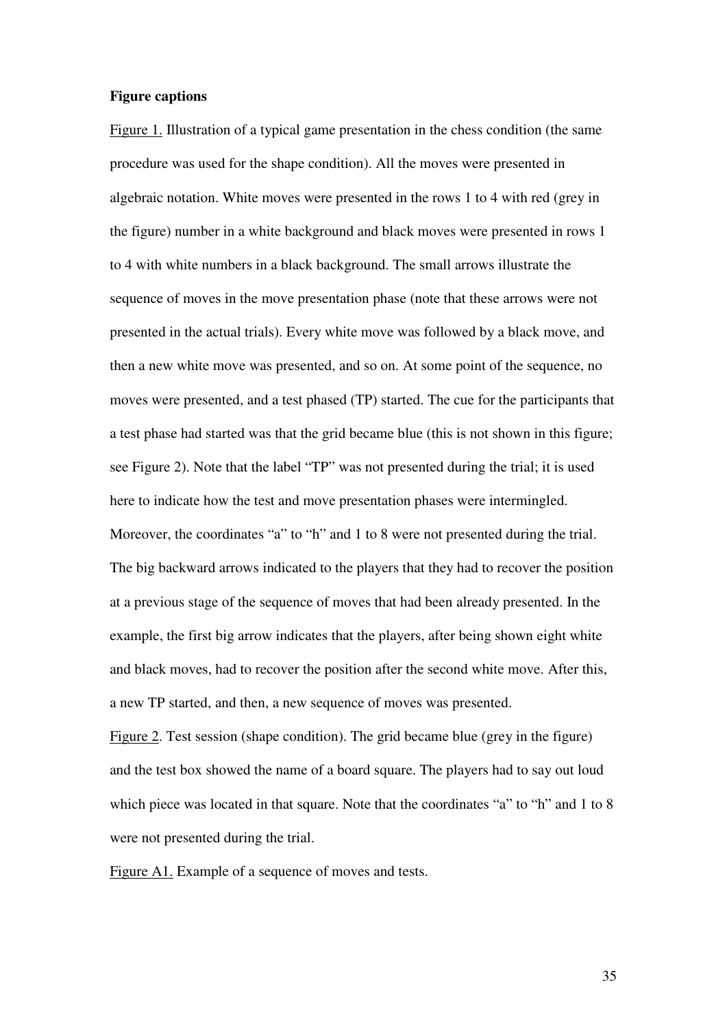**Figure captions**

Figure 1. Illustration of a typical game presentation in the chess condition (the same procedure was used for the shape condition). All the moves were presented in algebraic notation. White moves were presented in the rows 1 to 4 with red (grey in the figure) number in a white background and black moves were presented in rows 1 to 4 with white numbers in a black background. The small arrows illustrate the sequence of moves in the move presentation phase (note that these arrows were not presented in the actual trials). Every white move was followed by a black move, and then a new white move was presented, and so on. At some point of the sequence, no moves were presented, and a test phased (TP) started. The cue for the participants that a test phase had started was that the grid became blue (this is not shown in this figure; see Figure 2). Note that the label "TP" was not presented during the trial; it is used here to indicate how the test and move presentation phases were intermingled. Moreover, the coordinates "a" to "h" and 1 to 8 were not presented during the trial. The big backward arrows indicated to the players that they had to recover the position at a previous stage of the sequence of moves that had been already presented. In the example, the first big arrow indicates that the players, after being shown eight white and black moves, had to recover the position after the second white move. After this, a new TP started, and then, a new sequence of moves was presented.

Figure 2. Test session (shape condition). The grid became blue (grey in the figure) and the test box showed the name of a board square. The players had to say out loud which piece was located in that square. Note that the coordinates "a" to "h" and 1 to 8 were not presented during the trial.

Figure A1. Example of a sequence of moves and tests.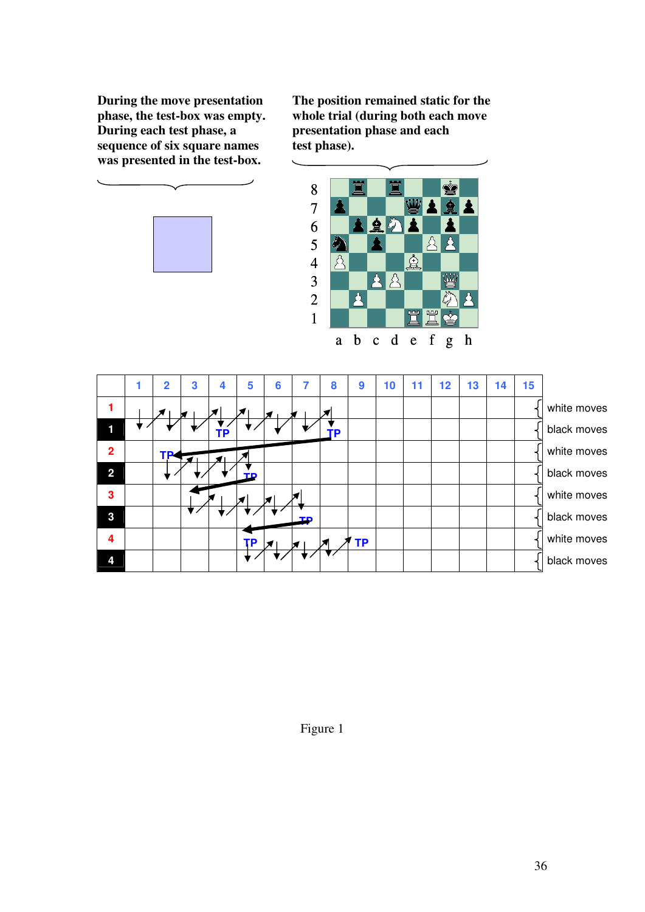During the move presentation phase, the test-box was empty. During each test phase, a sequence of six square names was presented in the test-box.

The position remained static for the whole trial (during both each move presentation phase and each test phase).

| | 1 | 2 | 3 | 4 | 5 | 6 | 7 | 8 | 9 | 10 | 11 | 12 | 13 | 14 | 15 | |
|---|---|---|---|---|---|---|---|---|---|---|---|---|---|---|---|---|
| 1 | | | | | | | | | | | | | | | | white moves |
| 1 | | | | TP | | | | TP | | | | | | | | black moves |
| 2 | | TP | | | | | | | | | | | | | | white moves |
| 2 | | | | | TP | | | | | | | | | | | black moves |
| 3 | | | | | | | | | | | | | | | | white moves |
| 3 | | | | | | | TP | | | | | | | | | black moves |
| 4 | | | | | TP | | | | TP | | | | | | | white moves |
| 4 | | | | | | | | | | | | | | | | black moves |

Figure 1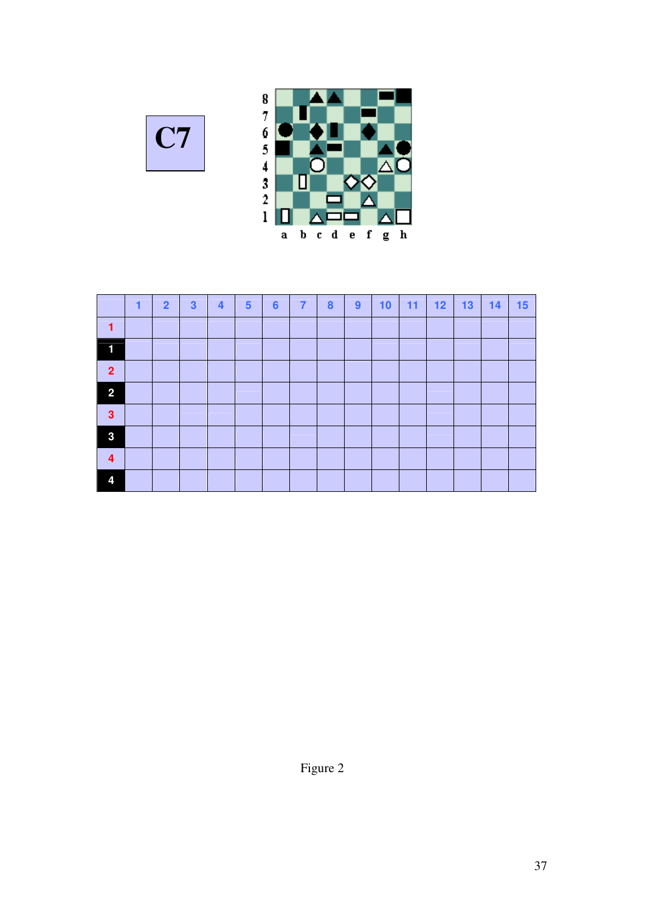**C7**

| | 1 | 2 | 3 | 4 | 5 | 6 | 7 | 8 | 9 | 10 | 11 | 12 | 13 | 14 | 15 |
|---|---|---|---|---|---|---|---|---|---|---|---|---|---|---|---|
| 1 | | | | | | | | | | | | | | | |
| 1 | | | | | | | | | | | | | | | |
| 2 | | | | | | | | | | | | | | | |
| 2 | | | | | | | | | | | | | | | |
| 3 | | | | | | | | | | | | | | | |
| 3 | | | | | | | | | | | | | | | |
| 4 | | | | | | | | | | | | | | | |
| 4 | | | | | | | | | | | | | | | |

Figure 2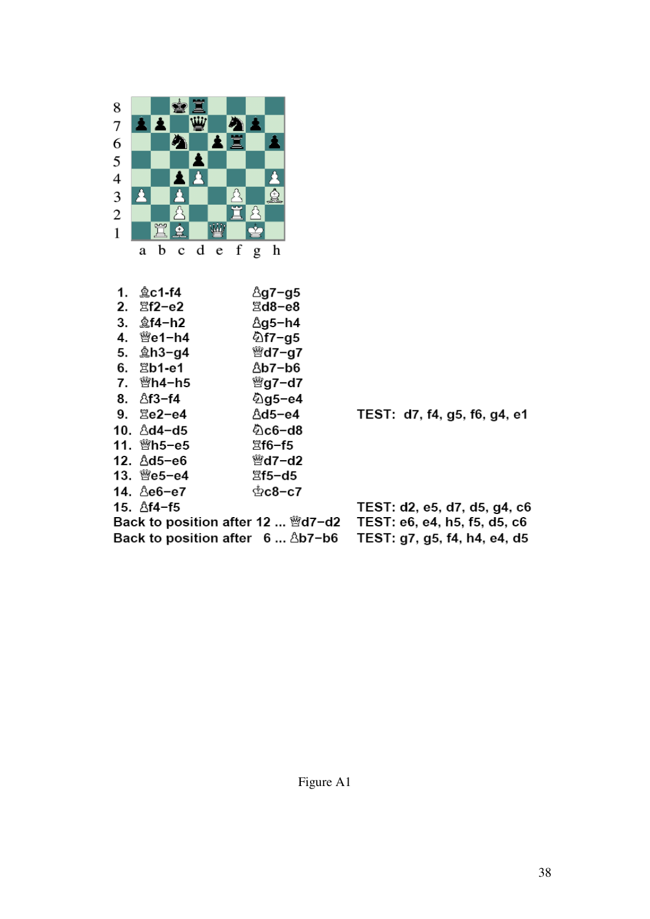| | | | |
|---|---|---|---|
| 1. | ♗c1-f4 | ♙g7-g5 | |
| 2. | ♖f2-e2 | ♖d8-e8 | |
| 3. | ♗f4-h2 | ♙g5-h4 | |
| 4. | ♕e1-h4 | ♘f7-g5 | |
| 5. | ♗h3-g4 | ♕d7-g7 | |
| 6. | ♖b1-e1 | ♙b7-b6 | |
| 7. | ♕h4-h5 | ♕g7-d7 | |
| 8. | ♙f3-f4 | ♘g5-e4 | |
| 9. | ♖e2-e4 | ♙d5-e4 | TEST: d7, f4, g5, f6, g4, e1 |
| 10. | ♙d4-d5 | ♘c6-d8 | |
| 11. | ♕h5-e5 | ♖f6-f5 | |
| 12. | ♙d5-e6 | ♕d7-d2 | |
| 13. | ♕e5-e4 | ♖f5-d5 | |
| 14. | ♙e6-e7 | ♔c8-c7 | |
| 15. | ♙f4-f5 | | TEST: d2, e5, d7, d5, g4, c6 |

Back to position after 12 ... ♕d7-d2 — TEST: e6, e4, h5, f5, d5, c6

Back to position after 6 ... ♙b7-b6 — TEST: g7, g5, f4, h4, e4, d5

Figure A1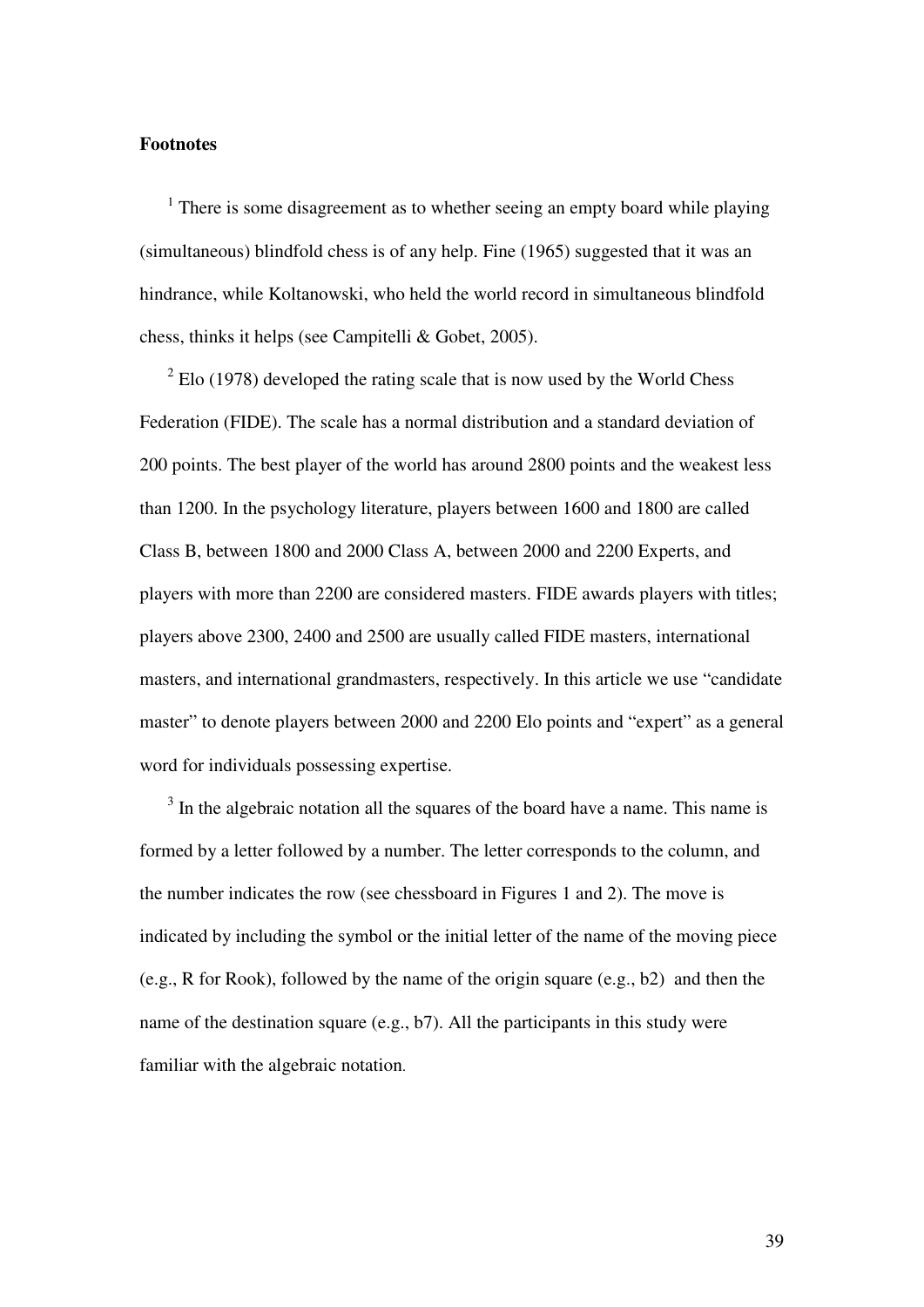**Footnotes**

[1] There is some disagreement as to whether seeing an empty board while playing (simultaneous) blindfold chess is of any help. Fine (1965) suggested that it was an hindrance, while Koltanowski, who held the world record in simultaneous blindfold chess, thinks it helps (see Campitelli & Gobet, 2005).

[2] Elo (1978) developed the rating scale that is now used by the World Chess Federation (FIDE). The scale has a normal distribution and a standard deviation of 200 points. The best player of the world has around 2800 points and the weakest less than 1200. In the psychology literature, players between 1600 and 1800 are called Class B, between 1800 and 2000 Class A, between 2000 and 2200 Experts, and players with more than 2200 are considered masters. FIDE awards players with titles; players above 2300, 2400 and 2500 are usually called FIDE masters, international masters, and international grandmasters, respectively. In this article we use "candidate master" to denote players between 2000 and 2200 Elo points and "expert" as a general word for individuals possessing expertise.

[3] In the algebraic notation all the squares of the board have a name. This name is formed by a letter followed by a number. The letter corresponds to the column, and the number indicates the row (see chessboard in Figures 1 and 2). The move is indicated by including the symbol or the initial letter of the name of the moving piece (e.g., R for Rook), followed by the name of the origin square (e.g., b2) and then the name of the destination square (e.g., b7). All the participants in this study were familiar with the algebraic notation.